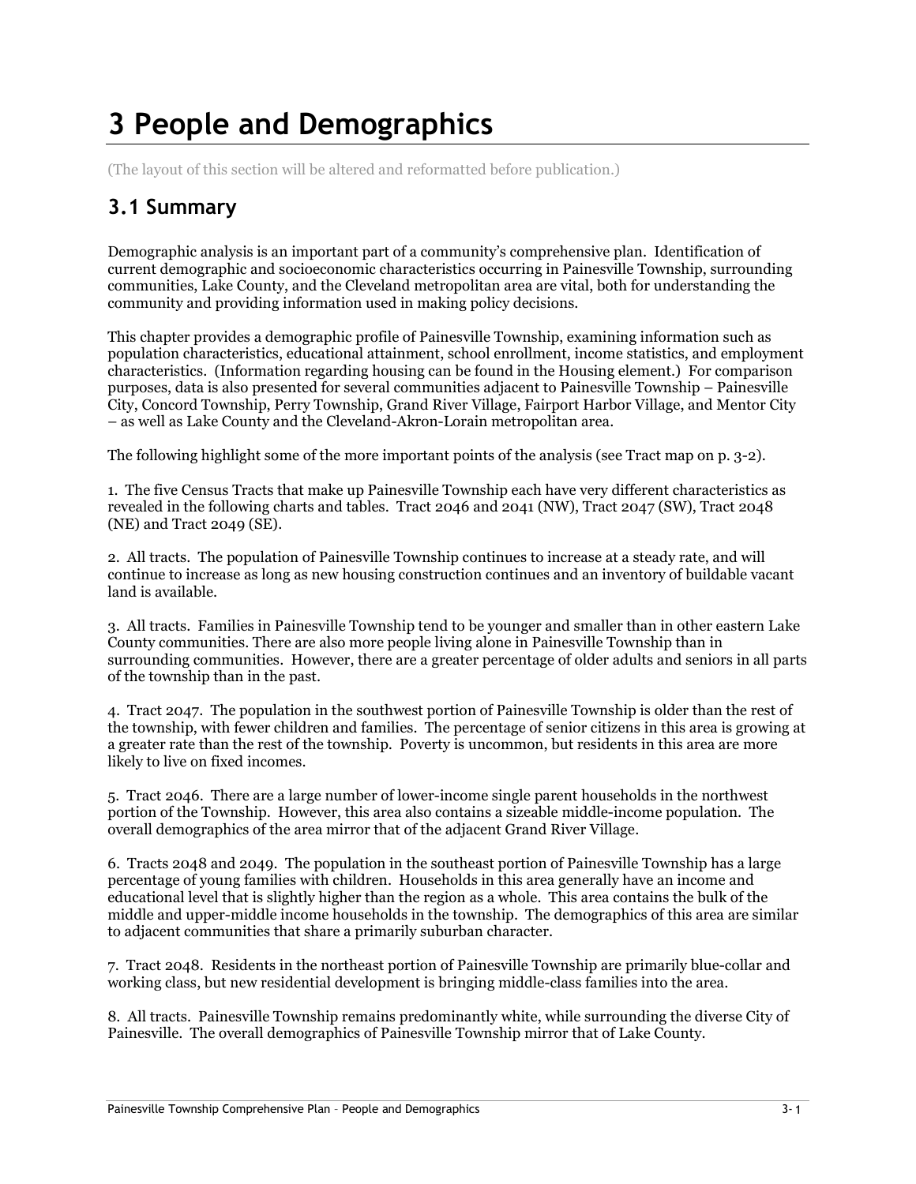# 3 People and Demographics

(The layout of this section will be altered and reformatted before publication.)

## 3.1 Summary

Demographic analysis is an important part of a community's comprehensive plan. Identification of current demographic and socioeconomic characteristics occurring in Painesville Township, surrounding communities, Lake County, and the Cleveland metropolitan area are vital, both for understanding the community and providing information used in making policy decisions.

This chapter provides a demographic profile of Painesville Township, examining information such as population characteristics, educational attainment, school enrollment, income statistics, and employment characteristics. (Information regarding housing can be found in the Housing element.) For comparison purposes, data is also presented for several communities adjacent to Painesville Township – Painesville City, Concord Township, Perry Township, Grand River Village, Fairport Harbor Village, and Mentor City – as well as Lake County and the Cleveland-Akron-Lorain metropolitan area.

The following highlight some of the more important points of the analysis (see Tract map on p. 3-2).

1. The five Census Tracts that make up Painesville Township each have very different characteristics as revealed in the following charts and tables. Tract 2046 and 2041 (NW), Tract 2047 (SW), Tract 2048 (NE) and Tract 2049 (SE).

2. All tracts. The population of Painesville Township continues to increase at a steady rate, and will continue to increase as long as new housing construction continues and an inventory of buildable vacant land is available.

3. All tracts. Families in Painesville Township tend to be younger and smaller than in other eastern Lake County communities. There are also more people living alone in Painesville Township than in surrounding communities. However, there are a greater percentage of older adults and seniors in all parts of the township than in the past.

4. Tract 2047. The population in the southwest portion of Painesville Township is older than the rest of the township, with fewer children and families. The percentage of senior citizens in this area is growing at a greater rate than the rest of the township. Poverty is uncommon, but residents in this area are more likely to live on fixed incomes.

5. Tract 2046. There are a large number of lower-income single parent households in the northwest portion of the Township. However, this area also contains a sizeable middle-income population. The overall demographics of the area mirror that of the adjacent Grand River Village.

6. Tracts 2048 and 2049. The population in the southeast portion of Painesville Township has a large percentage of young families with children. Households in this area generally have an income and educational level that is slightly higher than the region as a whole. This area contains the bulk of the middle and upper-middle income households in the township. The demographics of this area are similar to adjacent communities that share a primarily suburban character.

7. Tract 2048. Residents in the northeast portion of Painesville Township are primarily blue-collar and working class, but new residential development is bringing middle-class families into the area.

8. All tracts. Painesville Township remains predominantly white, while surrounding the diverse City of Painesville. The overall demographics of Painesville Township mirror that of Lake County.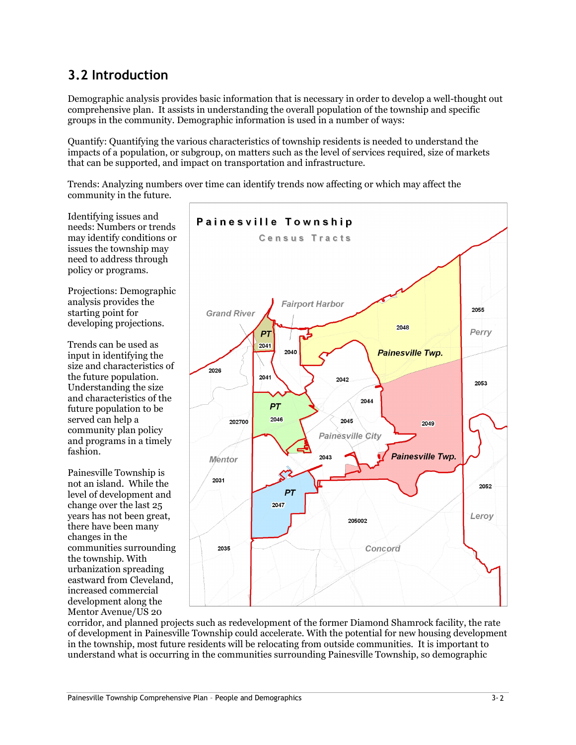## 3.2 Introduction

Demographic analysis provides basic information that is necessary in order to develop a well-thought out comprehensive plan. It assists in understanding the overall population of the township and specific groups in the community. Demographic information is used in a number of ways:

Quantify: Quantifying the various characteristics of township residents is needed to understand the impacts of a population, or subgroup, on matters such as the level of services required, size of markets that can be supported, and impact on transportation and infrastructure.

Trends: Analyzing numbers over time can identify trends now affecting or which may affect the community in the future.

Identifying issues and needs: Numbers or trends may identify conditions or issues the township may need to address through policy or programs.

Projections: Demographic analysis provides the starting point for developing projections.

Trends can be used as input in identifying the size and characteristics of the future population. Understanding the size and characteristics of the future population to be served can help a community plan policy and programs in a timely fashion.

Painesville Township is not an island. While the level of development and change over the last 25 years has not been great, there have been many changes in the communities surrounding the township. With urbanization spreading eastward from Cleveland, increased commercial development along the Mentor Avenue/US 20 corridor, and planned projects such as redevelopment of the former Diamond Shamrock facility, the rate of development in Painesville Township could accelerate. With the potential for new housing development in the township, most future residents will be relocating from outside communities. It is important to understand what is occurring in the communities surrounding Painesville Township, so demographic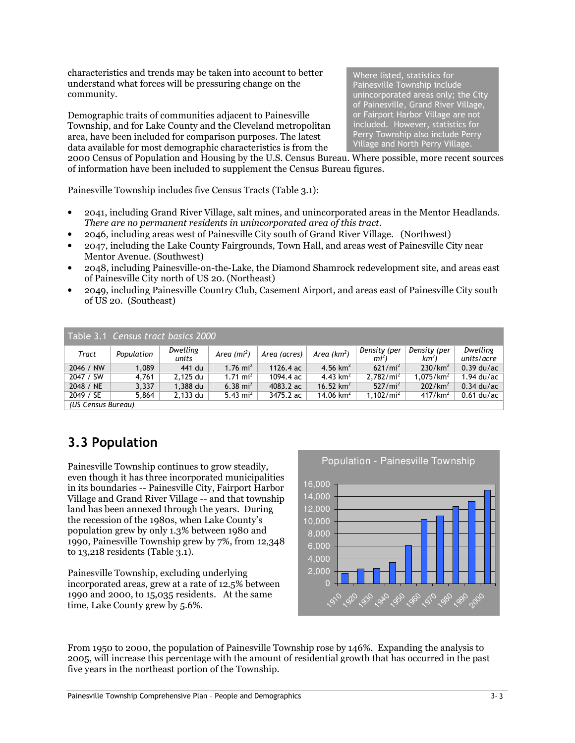characteristics and trends may be taken into account to better understand what forces will be pressuring change on the community.

Demographic traits of communities adjacent to Painesville Township, and for Lake County and the Cleveland metropolitan area, have been included for comparison purposes. The latest data available for most demographic characteristics is from the 2000 Census of Population and Housing by the U.S. Census Bureau. Where possible, more recent sources of information have been included to supplement the Census Bureau figures.

Where listed, statistics for Painesville Township include unincorporated areas only; the City of Painesville, Grand River Village, or Fairport Harbor Village are not included. However, statistics for Perry Township also include Perry Village and North Perry Village.

Painesville Township includes five Census Tracts (Table 3.1):

- 2041, including Grand River Village, salt mines, and unincorporated areas in the Mentor Headlands. *There are no permanent residents in unincorporated area of this tract.*
- 2046, including areas west of Painesville City south of Grand River Village. (Northwest)
- 2047, including the Lake County Fairgrounds, Town Hall, and areas west of Painesville City near Mentor Avenue. (Southwest)
- 2048, including Painesville-on-the-Lake, the Diamond Shamrock redevelopment site, and areas east of Painesville City north of US 20. (Northeast)
- 2049, including Painesville Country Club, Casement Airport, and areas east of Painesville City south of US 20. (Southeast)

Table 3.1 *Census tract basics 2000*

| Tract | Population | Dwelling units | Area ($mi^2$) | Area (acres) | Area ($km^2$) | Density (per $mi^2$) | Density (per $km^2$) | Dwelling units/acre |
|---|---|---|---|---|---|---|---|---|
| 2046 / NW | 1,089 | 441 du | 1.76 $mi^2$ | 1126.4 ac | 4.56 $km^2$ | 621/$mi^2$ | 230/$km^2$ | 0.39 du/ac |
| 2047 / SW | 4,761 | 2,125 du | 1.71 $mi^2$ | 1094.4 ac | 4.43 $km^2$ | 2,782/$mi^2$ | 1,075/$km^2$ | 1.94 du/ac |
| 2048 / NE | 3,337 | 1,388 du | 6.38 $mi^2$ | 4083.2 ac | 16.52 $km^2$ | 527/$mi^2$ | 202/$km^2$ | 0.34 du/ac |
| 2049 / SE | 5,864 | 2,133 du | 5.43 $mi^2$ | 3475.2 ac | 14.06 $km^2$ | 1,102/$mi^2$ | 417/$km^2$ | 0.61 du/ac |
| *(US Census Bureau)* | | | | | | | | |

## 3.3 Population

Painesville Township continues to grow steadily, even though it has three incorporated municipalities in its boundaries -- Painesville City, Fairport Harbor Village and Grand River Village -- and that township land has been annexed through the years. During the recession of the 1980s, when Lake County's population grew by only 1.3% between 1980 and 1990, Painesville Township grew by 7%, from 12,348 to 13,218 residents (Table 3.1).

Painesville Township, excluding underlying incorporated areas, grew at a rate of 12.5% between 1990 and 2000, to 15,035 residents. At the same time, Lake County grew by 5.6%.

Population - Painesville Township

From 1950 to 2000, the population of Painesville Township rose by 146%. Expanding the analysis to 2005, will increase this percentage with the amount of residential growth that has occurred in the past five years in the northeast portion of the Township.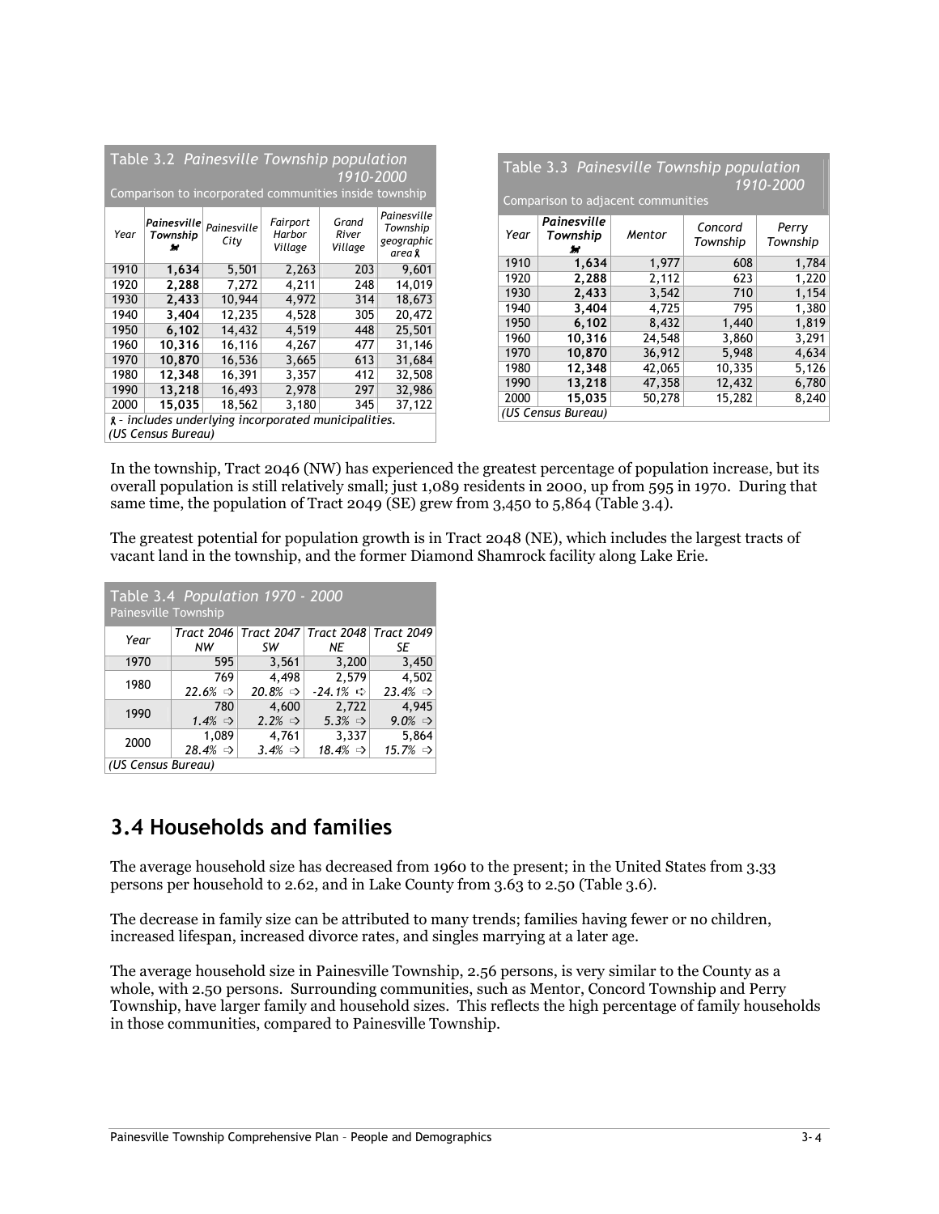Table 3.2 *Painesville Township population 1910-2000*
Comparison to incorporated communities inside township

| Year | *Painesville Township* | *Painesville City* | *Fairport Harbor Village* | *Grand River Village* | *Painesville Township geographic area* |
|---|---|---|---|---|---|
| 1910 | **1,634** | 5,501 | 2,263 | 203 | 9,601 |
| 1920 | **2,288** | 7,272 | 4,211 | 248 | 14,019 |
| 1930 | **2,433** | 10,944 | 4,972 | 314 | 18,673 |
| 1940 | **3,404** | 12,235 | 4,528 | 305 | 20,472 |
| 1950 | **6,102** | 14,432 | 4,519 | 448 | 25,501 |
| 1960 | **10,316** | 16,116 | 4,267 | 477 | 31,146 |
| 1970 | **10,870** | 16,536 | 3,665 | 613 | 31,684 |
| 1980 | **12,348** | 16,391 | 3,357 | 412 | 32,508 |
| 1990 | **13,218** | 16,493 | 2,978 | 297 | 32,986 |
| 2000 | **15,035** | 18,562 | 3,180 | 345 | 37,122 |

*- includes underlying incorporated municipalities.*
*(US Census Bureau)*

Table 3.3 *Painesville Township population 1910-2000*
Comparison to adjacent communities

| Year | *Painesville Township* | *Mentor* | *Concord Township* | *Perry Township* |
|---|---|---|---|---|
| 1910 | **1,634** | 1,977 | 608 | 1,784 |
| 1920 | **2,288** | 2,112 | 623 | 1,220 |
| 1930 | **2,433** | 3,542 | 710 | 1,154 |
| 1940 | **3,404** | 4,725 | 795 | 1,380 |
| 1950 | **6,102** | 8,432 | 1,440 | 1,819 |
| 1960 | **10,316** | 24,548 | 3,860 | 3,291 |
| 1970 | **10,870** | 36,912 | 5,948 | 4,634 |
| 1980 | **12,348** | 42,065 | 10,335 | 5,126 |
| 1990 | **13,218** | 47,358 | 12,432 | 6,780 |
| 2000 | **15,035** | 50,278 | 15,282 | 8,240 |

*(US Census Bureau)*

In the township, Tract 2046 (NW) has experienced the greatest percentage of population increase, but its overall population is still relatively small; just 1,089 residents in 2000, up from 595 in 1970. During that same time, the population of Tract 2049 (SE) grew from 3,450 to 5,864 (Table 3.4).

The greatest potential for population growth is in Tract 2048 (NE), which includes the largest tracts of vacant land in the township, and the former Diamond Shamrock facility along Lake Erie.

Table 3.4 *Population 1970 - 2000*
Painesville Township

| Year | *Tract 2046 NW* | *Tract 2047 SW* | *Tract 2048 NE* | *Tract 2049 SE* |
|---|---|---|---|---|
| 1970 | 595 | 3,561 | 3,200 | 3,450 |
| 1980 | 769<br>*22.6%* ⇨ | 4,498<br>*20.8%* ⇨ | 2,579<br>*-24.1%* ⇦ | 4,502<br>*23.4%* ⇨ |
| 1990 | 780<br>*1.4%* ⇨ | 4,600<br>*2.2%* ⇨ | 2,722<br>*5.3%* ⇨ | 4,945<br>*9.0%* ⇨ |
| 2000 | 1,089<br>*28.4%* ⇨ | 4,761<br>*3.4%* ⇨ | 3,337<br>*18.4%* ⇨ | 5,864<br>*15.7%* ⇨ |

*(US Census Bureau)*

## 3.4 Households and families

The average household size has decreased from 1960 to the present; in the United States from 3.33 persons per household to 2.62, and in Lake County from 3.63 to 2.50 (Table 3.6).

The decrease in family size can be attributed to many trends; families having fewer or no children, increased lifespan, increased divorce rates, and singles marrying at a later age.

The average household size in Painesville Township, 2.56 persons, is very similar to the County as a whole, with 2.50 persons. Surrounding communities, such as Mentor, Concord Township and Perry Township, have larger family and household sizes. This reflects the high percentage of family households in those communities, compared to Painesville Township.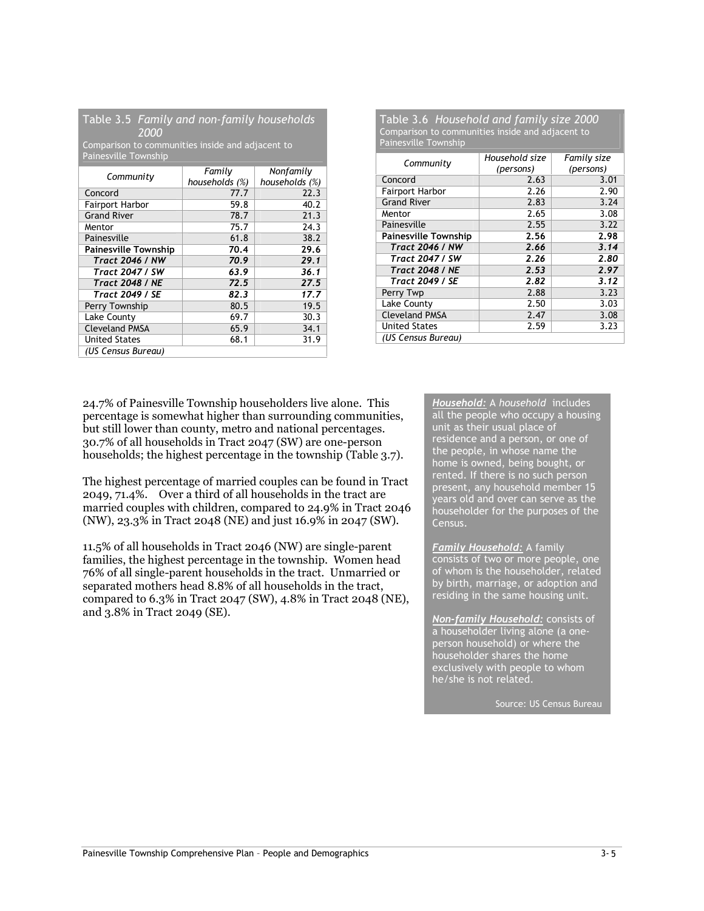**Table 3.5** *Family and non-family households 2000*
Comparison to communities inside and adjacent to Painesville Township

| Community | Family households (%) | Nonfamily households (%) |
|---|---|---|
| Concord | 77.7 | 22.3 |
| Fairport Harbor | 59.8 | 40.2 |
| Grand River | 78.7 | 21.3 |
| Mentor | 75.7 | 24.3 |
| Painesville | 61.8 | 38.2 |
| **Painesville Township** | **70.4** | **29.6** |
| ***Tract 2046 / NW*** | ***70.9*** | ***29.1*** |
| ***Tract 2047 / SW*** | ***63.9*** | ***36.1*** |
| ***Tract 2048 / NE*** | ***72.5*** | ***27.5*** |
| ***Tract 2049 / SE*** | ***82.3*** | ***17.7*** |
| Perry Township | 80.5 | 19.5 |
| Lake County | 69.7 | 30.3 |
| Cleveland PMSA | 65.9 | 34.1 |
| United States | 68.1 | 31.9 |
| *(US Census Bureau)* | | |

**Table 3.6** *Household and family size 2000*
Comparison to communities inside and adjacent to Painesville Township

| Community | Household size (persons) | Family size (persons) |
|---|---|---|
| Concord | 2.63 | 3.01 |
| Fairport Harbor | 2.26 | 2.90 |
| Grand River | 2.83 | 3.24 |
| Mentor | 2.65 | 3.08 |
| Painesville | 2.55 | 3.22 |
| **Painesville Township** | **2.56** | **2.98** |
| ***Tract 2046 / NW*** | ***2.66*** | ***3.14*** |
| ***Tract 2047 / SW*** | ***2.26*** | ***2.80*** |
| ***Tract 2048 / NE*** | ***2.53*** | ***2.97*** |
| ***Tract 2049 / SE*** | ***2.82*** | ***3.12*** |
| Perry Twp | 2.88 | 3.23 |
| Lake County | 2.50 | 3.03 |
| Cleveland PMSA | 2.47 | 3.08 |
| United States | 2.59 | 3.23 |
| *(US Census Bureau)* | | |

24.7% of Painesville Township householders live alone. This percentage is somewhat higher than surrounding communities, but still lower than county, metro and national percentages. 30.7% of all households in Tract 2047 (SW) are one-person households; the highest percentage in the township (Table 3.7).

The highest percentage of married couples can be found in Tract 2049, 71.4%. Over a third of all households in the tract are married couples with children, compared to 24.9% in Tract 2046 (NW), 23.3% in Tract 2048 (NE) and just 16.9% in 2047 (SW).

11.5% of all households in Tract 2046 (NW) are single-parent families, the highest percentage in the township. Women head 76% of all single-parent households in the tract. Unmarried or separated mothers head 8.8% of all households in the tract, compared to 6.3% in Tract 2047 (SW), 4.8% in Tract 2048 (NE), and 3.8% in Tract 2049 (SE).

***Household:*** A *household* includes all the people who occupy a housing unit as their usual place of residence and a person, or one of the people, in whose name the home is owned, being bought, or rented. If there is no such person present, any household member 15 years old and over can serve as the householder for the purposes of the Census.

***Family Household:*** A family consists of two or more people, one of whom is the householder, related by birth, marriage, or adoption and residing in the same housing unit.

***Non-family Household:*** consists of a householder living alone (a one-person household) or where the householder shares the home exclusively with people to whom he/she is not related.

Source: US Census Bureau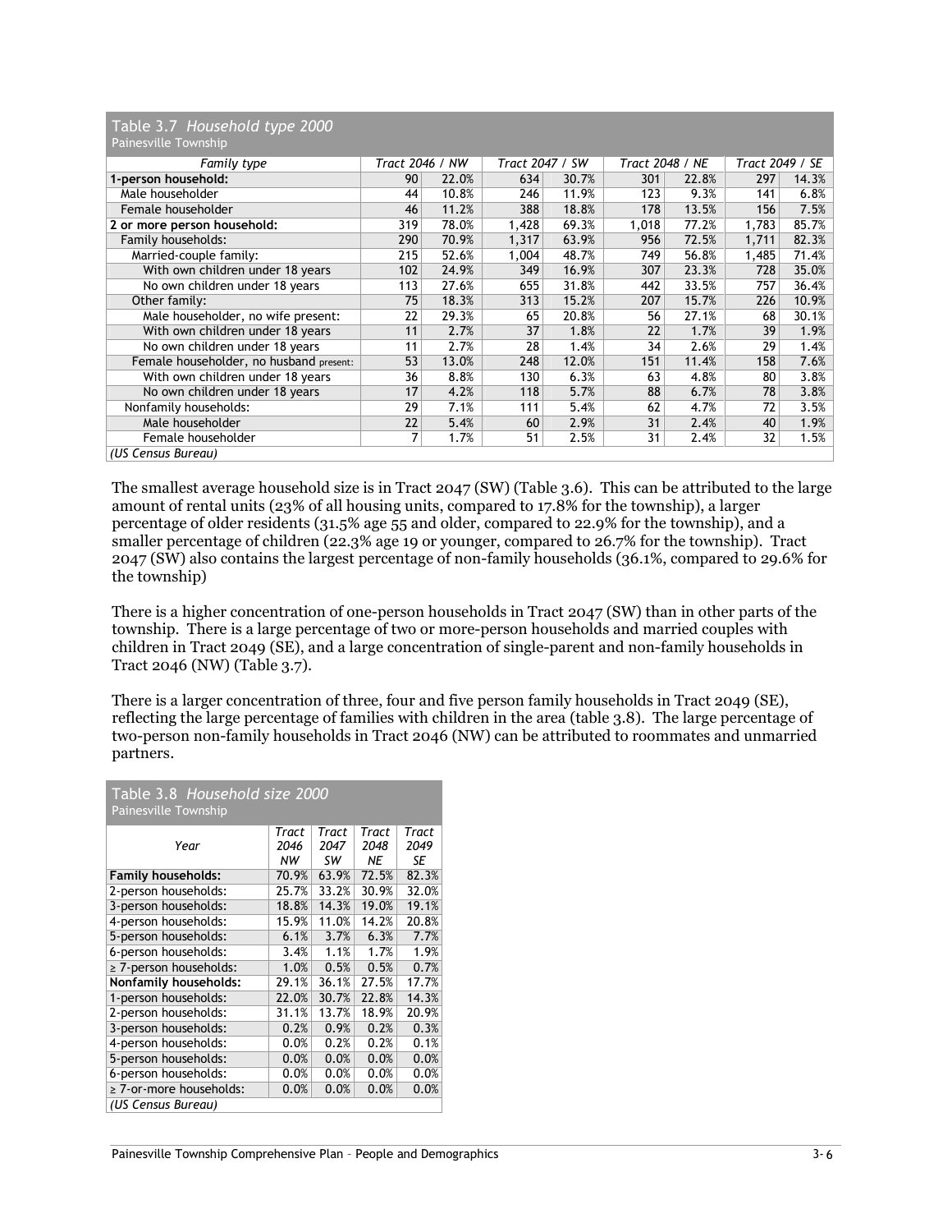Table 3.7 *Household type 2000*
Painesville Township

| *Family type* | *Tract 2046 / NW* | | *Tract 2047 / SW* | | *Tract 2048 / NE* | | *Tract 2049 / SE* | |
|---|---|---|---|---|---|---|---|---|
| **1-person household:** | 90 | 22.0% | 634 | 30.7% | 301 | 22.8% | 297 | 14.3% |
| Male householder | 44 | 10.8% | 246 | 11.9% | 123 | 9.3% | 141 | 6.8% |
| Female householder | 46 | 11.2% | 388 | 18.8% | 178 | 13.5% | 156 | 7.5% |
| **2 or more person household:** | 319 | 78.0% | 1,428 | 69.3% | 1,018 | 77.2% | 1,783 | 85.7% |
| Family households: | 290 | 70.9% | 1,317 | 63.9% | 956 | 72.5% | 1,711 | 82.3% |
| Married-couple family: | 215 | 52.6% | 1,004 | 48.7% | 749 | 56.8% | 1,485 | 71.4% |
| With own children under 18 years | 102 | 24.9% | 349 | 16.9% | 307 | 23.3% | 728 | 35.0% |
| No own children under 18 years | 113 | 27.6% | 655 | 31.8% | 442 | 33.5% | 757 | 36.4% |
| Other family: | 75 | 18.3% | 313 | 15.2% | 207 | 15.7% | 226 | 10.9% |
| Male householder, no wife present: | 22 | 29.3% | 65 | 20.8% | 56 | 27.1% | 68 | 30.1% |
| With own children under 18 years | 11 | 2.7% | 37 | 1.8% | 22 | 1.7% | 39 | 1.9% |
| No own children under 18 years | 11 | 2.7% | 28 | 1.4% | 34 | 2.6% | 29 | 1.4% |
| Female householder, no husband present: | 53 | 13.0% | 248 | 12.0% | 151 | 11.4% | 158 | 7.6% |
| With own children under 18 years | 36 | 8.8% | 130 | 6.3% | 63 | 4.8% | 80 | 3.8% |
| No own children under 18 years | 17 | 4.2% | 118 | 5.7% | 88 | 6.7% | 78 | 3.8% |
| Nonfamily households: | 29 | 7.1% | 111 | 5.4% | 62 | 4.7% | 72 | 3.5% |
| Male householder | 22 | 5.4% | 60 | 2.9% | 31 | 2.4% | 40 | 1.9% |
| Female householder | 7 | 1.7% | 51 | 2.5% | 31 | 2.4% | 32 | 1.5% |

*(US Census Bureau)*

The smallest average household size is in Tract 2047 (SW) (Table 3.6). This can be attributed to the large amount of rental units (23% of all housing units, compared to 17.8% for the township), a larger percentage of older residents (31.5% age 55 and older, compared to 22.9% for the township), and a smaller percentage of children (22.3% age 19 or younger, compared to 26.7% for the township). Tract 2047 (SW) also contains the largest percentage of non-family households (36.1%, compared to 29.6% for the township)

There is a higher concentration of one-person households in Tract 2047 (SW) than in other parts of the township. There is a large percentage of two or more-person households and married couples with children in Tract 2049 (SE), and a large concentration of single-parent and non-family households in Tract 2046 (NW) (Table 3.7).

There is a larger concentration of three, four and five person family households in Tract 2049 (SE), reflecting the large percentage of families with children in the area (table 3.8). The large percentage of two-person non-family households in Tract 2046 (NW) can be attributed to roommates and unmarried partners.

Table 3.8 *Household size 2000*
Painesville Township

| *Year* | *Tract 2046 NW* | *Tract 2047 SW* | *Tract 2048 NE* | *Tract 2049 SE* |
|---|---|---|---|---|
| **Family households:** | 70.9% | 63.9% | 72.5% | 82.3% |
| 2-person households: | 25.7% | 33.2% | 30.9% | 32.0% |
| 3-person households: | 18.8% | 14.3% | 19.0% | 19.1% |
| 4-person households: | 15.9% | 11.0% | 14.2% | 20.8% |
| 5-person households: | 6.1% | 3.7% | 6.3% | 7.7% |
| 6-person households: | 3.4% | 1.1% | 1.7% | 1.9% |
| ≥ 7-person households: | 1.0% | 0.5% | 0.5% | 0.7% |
| **Nonfamily households:** | 29.1% | 36.1% | 27.5% | 17.7% |
| 1-person households: | 22.0% | 30.7% | 22.8% | 14.3% |
| 2-person households: | 31.1% | 13.7% | 18.9% | 20.9% |
| 3-person households: | 0.2% | 0.9% | 0.2% | 0.3% |
| 4-person households: | 0.0% | 0.2% | 0.2% | 0.1% |
| 5-person households: | 0.0% | 0.0% | 0.0% | 0.0% |
| 6-person households: | 0.0% | 0.0% | 0.0% | 0.0% |
| ≥ 7-or-more households: | 0.0% | 0.0% | 0.0% | 0.0% |

*(US Census Bureau)*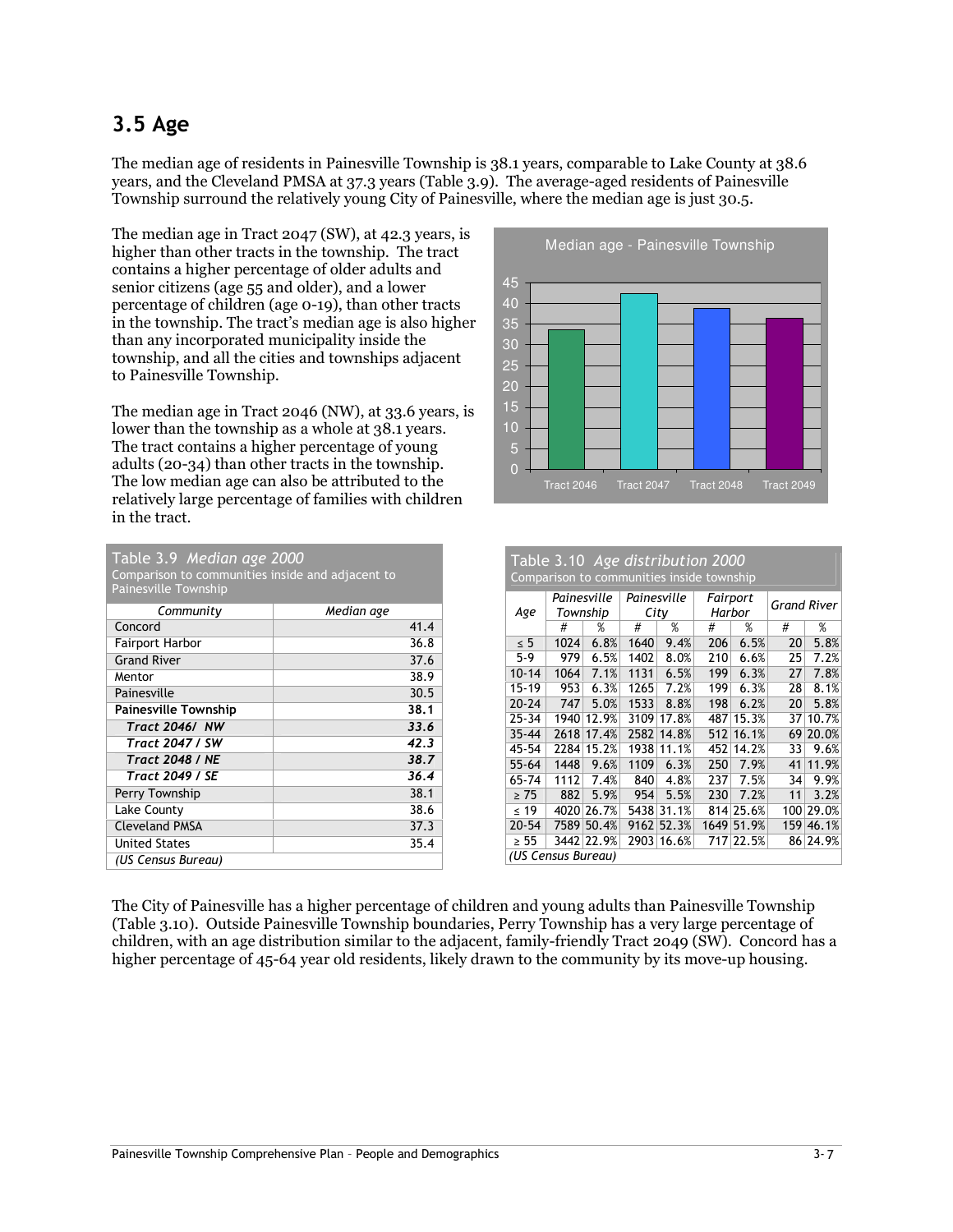## 3.5 Age

The median age of residents in Painesville Township is 38.1 years, comparable to Lake County at 38.6 years, and the Cleveland PMSA at 37.3 years (Table 3.9). The average-aged residents of Painesville Township surround the relatively young City of Painesville, where the median age is just 30.5.

The median age in Tract 2047 (SW), at 42.3 years, is higher than other tracts in the township. The tract contains a higher percentage of older adults and senior citizens (age 55 and older), and a lower percentage of children (age 0-19), than other tracts in the township. The tract's median age is also higher than any incorporated municipality inside the township, and all the cities and townships adjacent to Painesville Township.

The median age in Tract 2046 (NW), at 33.6 years, is lower than the township as a whole at 38.1 years. The tract contains a higher percentage of young adults (20-34) than other tracts in the township. The low median age can also be attributed to the relatively large percentage of families with children in the tract.

Median age - Painesville Township

| Tract | Median age |
|---|---|
| Tract 2046 | 33.6 |
| Tract 2047 | 42.3 |
| Tract 2048 | 38.7 |
| Tract 2049 | 36.4 |

**Table 3.9** *Median age 2000*
Comparison to communities inside and adjacent to Painesville Township

| *Community* | *Median age* |
|---|---|
| Concord | 41.4 |
| Fairport Harbor | 36.8 |
| Grand River | 37.6 |
| Mentor | 38.9 |
| Painesville | 30.5 |
| **Painesville Township** | **38.1** |
| ***Tract 2046/ NW*** | ***33.6*** |
| ***Tract 2047 / SW*** | ***42.3*** |
| ***Tract 2048 / NE*** | ***38.7*** |
| ***Tract 2049 / SE*** | ***36.4*** |
| Perry Township | 38.1 |
| Lake County | 38.6 |
| Cleveland PMSA | 37.3 |
| United States | 35.4 |
| *(US Census Bureau)* | |

**Table 3.10** *Age distribution 2000*
Comparison to communities inside township

| *Age* | *Painesville Township* | | *Painesville City* | | *Fairport Harbor* | | *Grand River* | |
|---|---|---|---|---|---|---|---|---|
| | # | % | # | % | # | % | # | % |
| ≤ 5 | 1024 | 6.8% | 1640 | 9.4% | 206 | 6.5% | 20 | 5.8% |
| 5-9 | 979 | 6.5% | 1402 | 8.0% | 210 | 6.6% | 25 | 7.2% |
| 10-14 | 1064 | 7.1% | 1131 | 6.5% | 199 | 6.3% | 27 | 7.8% |
| 15-19 | 953 | 6.3% | 1265 | 7.2% | 199 | 6.3% | 28 | 8.1% |
| 20-24 | 747 | 5.0% | 1533 | 8.8% | 198 | 6.2% | 20 | 5.8% |
| 25-34 | 1940 | 12.9% | 3109 | 17.8% | 487 | 15.3% | 37 | 10.7% |
| 35-44 | 2618 | 17.4% | 2582 | 14.8% | 512 | 16.1% | 69 | 20.0% |
| 45-54 | 2284 | 15.2% | 1938 | 11.1% | 452 | 14.2% | 33 | 9.6% |
| 55-64 | 1448 | 9.6% | 1109 | 6.3% | 250 | 7.9% | 41 | 11.9% |
| 65-74 | 1112 | 7.4% | 840 | 4.8% | 237 | 7.5% | 34 | 9.9% |
| ≥ 75 | 882 | 5.9% | 954 | 5.5% | 230 | 7.2% | 11 | 3.2% |
| ≤ 19 | 4020 | 26.7% | 5438 | 31.1% | 814 | 25.6% | 100 | 29.0% |
| 20-54 | 7589 | 50.4% | 9162 | 52.3% | 1649 | 51.9% | 159 | 46.1% |
| ≥ 55 | 3442 | 22.9% | 2903 | 16.6% | 717 | 22.5% | 86 | 24.9% |
| *(US Census Bureau)* | | | | | | | | |

The City of Painesville has a higher percentage of children and young adults than Painesville Township (Table 3.10). Outside Painesville Township boundaries, Perry Township has a very large percentage of children, with an age distribution similar to the adjacent, family-friendly Tract 2049 (SW). Concord has a higher percentage of 45-64 year old residents, likely drawn to the community by its move-up housing.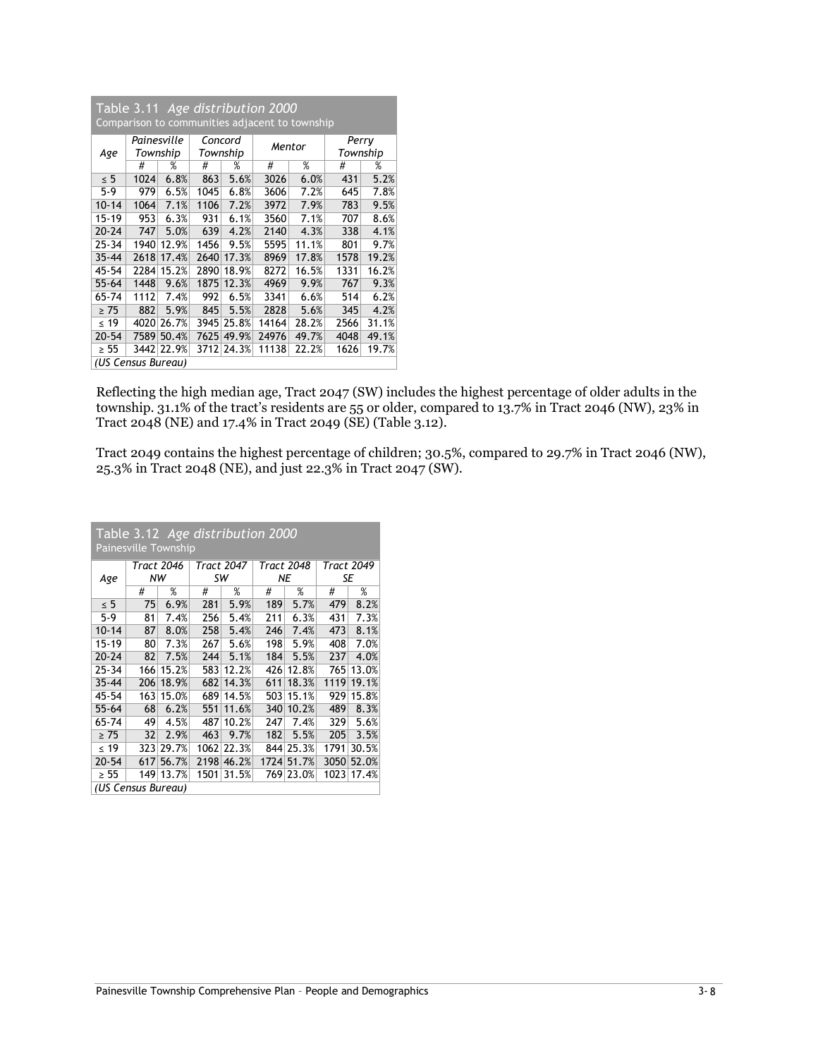**Table 3.11** *Age distribution 2000*
Comparison to communities adjacent to township

| Age | *Painesville Township* | | *Concord Township* | | *Mentor* | | *Perry Township* | |
|---|---|---|---|---|---|---|---|---|
| | # | % | # | % | # | % | # | % |
| ≤ 5 | 1024 | 6.8% | 863 | 5.6% | 3026 | 6.0% | 431 | 5.2% |
| 5-9 | 979 | 6.5% | 1045 | 6.8% | 3606 | 7.2% | 645 | 7.8% |
| 10-14 | 1064 | 7.1% | 1106 | 7.2% | 3972 | 7.9% | 783 | 9.5% |
| 15-19 | 953 | 6.3% | 931 | 6.1% | 3560 | 7.1% | 707 | 8.6% |
| 20-24 | 747 | 5.0% | 639 | 4.2% | 2140 | 4.3% | 338 | 4.1% |
| 25-34 | 1940 | 12.9% | 1456 | 9.5% | 5595 | 11.1% | 801 | 9.7% |
| 35-44 | 2618 | 17.4% | 2640 | 17.3% | 8969 | 17.8% | 1578 | 19.2% |
| 45-54 | 2284 | 15.2% | 2890 | 18.9% | 8272 | 16.5% | 1331 | 16.2% |
| 55-64 | 1448 | 9.6% | 1875 | 12.3% | 4969 | 9.9% | 767 | 9.3% |
| 65-74 | 1112 | 7.4% | 992 | 6.5% | 3341 | 6.6% | 514 | 6.2% |
| ≥ 75 | 882 | 5.9% | 845 | 5.5% | 2828 | 5.6% | 345 | 4.2% |
| ≤ 19 | 4020 | 26.7% | 3945 | 25.8% | 14164 | 28.2% | 2566 | 31.1% |
| 20-54 | 7589 | 50.4% | 7625 | 49.9% | 24976 | 49.7% | 4048 | 49.1% |
| ≥ 55 | 3442 | 22.9% | 3712 | 24.3% | 11138 | 22.2% | 1626 | 19.7% |

*(US Census Bureau)*

Reflecting the high median age, Tract 2047 (SW) includes the highest percentage of older adults in the township. 31.1% of the tract's residents are 55 or older, compared to 13.7% in Tract 2046 (NW), 23% in Tract 2048 (NE) and 17.4% in Tract 2049 (SE) (Table 3.12).

Tract 2049 contains the highest percentage of children; 30.5%, compared to 29.7% in Tract 2046 (NW), 25.3% in Tract 2048 (NE), and just 22.3% in Tract 2047 (SW).

**Table 3.12** *Age distribution 2000*
Painesville Township

| Age | *Tract 2046 NW* | | *Tract 2047 SW* | | *Tract 2048 NE* | | *Tract 2049 SE* | |
|---|---|---|---|---|---|---|---|---|
| | # | % | # | % | # | % | # | % |
| ≤ 5 | 75 | 6.9% | 281 | 5.9% | 189 | 5.7% | 479 | 8.2% |
| 5-9 | 81 | 7.4% | 256 | 5.4% | 211 | 6.3% | 431 | 7.3% |
| 10-14 | 87 | 8.0% | 258 | 5.4% | 246 | 7.4% | 473 | 8.1% |
| 15-19 | 80 | 7.3% | 267 | 5.6% | 198 | 5.9% | 408 | 7.0% |
| 20-24 | 82 | 7.5% | 244 | 5.1% | 184 | 5.5% | 237 | 4.0% |
| 25-34 | 166 | 15.2% | 583 | 12.2% | 426 | 12.8% | 765 | 13.0% |
| 35-44 | 206 | 18.9% | 682 | 14.3% | 611 | 18.3% | 1119 | 19.1% |
| 45-54 | 163 | 15.0% | 689 | 14.5% | 503 | 15.1% | 929 | 15.8% |
| 55-64 | 68 | 6.2% | 551 | 11.6% | 340 | 10.2% | 489 | 8.3% |
| 65-74 | 49 | 4.5% | 487 | 10.2% | 247 | 7.4% | 329 | 5.6% |
| ≥ 75 | 32 | 2.9% | 463 | 9.7% | 182 | 5.5% | 205 | 3.5% |
| ≤ 19 | 323 | 29.7% | 1062 | 22.3% | 844 | 25.3% | 1791 | 30.5% |
| 20-54 | 617 | 56.7% | 2198 | 46.2% | 1724 | 51.7% | 3050 | 52.0% |
| ≥ 55 | 149 | 13.7% | 1501 | 31.5% | 769 | 23.0% | 1023 | 17.4% |

*(US Census Bureau)*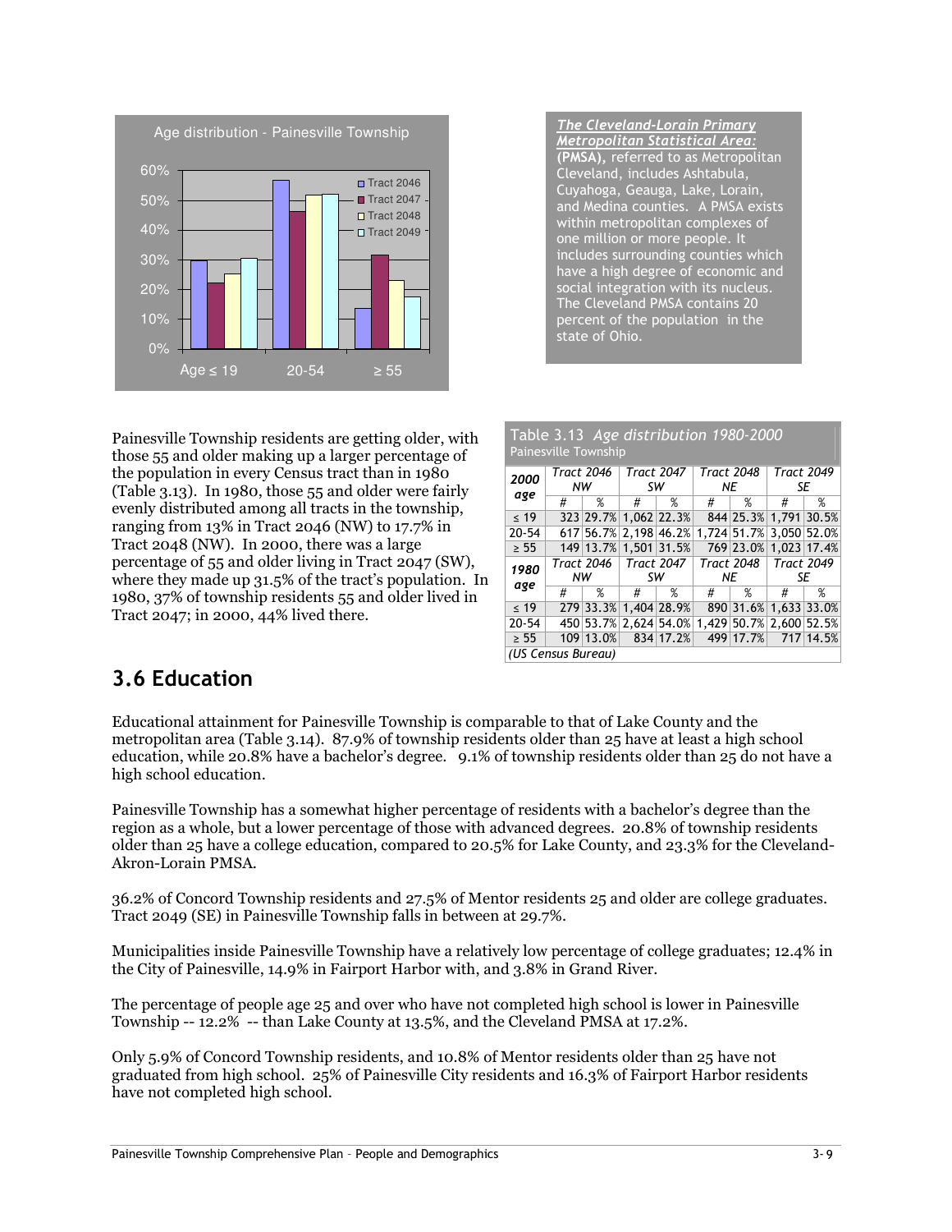**Age distribution - Painesville Township**

| | Tract 2046 | Tract 2047 | Tract 2048 | Tract 2049 |
|---|---|---|---|---|
| Age ≤ 19 | | | | |
| 20-54 | | | | |
| ≥ 55 | | | | |

***The Cleveland-Lorain Primary Metropolitan Statistical Area:* (PMSA),** referred to as Metropolitan Cleveland, includes Ashtabula, Cuyahoga, Geauga, Lake, Lorain, and Medina counties. A PMSA exists within metropolitan complexes of one million or more people. It includes surrounding counties which have a high degree of economic and social integration with its nucleus. The Cleveland PMSA contains 20 percent of the population in the state of Ohio.

Painesville Township residents are getting older, with those 55 and older making up a larger percentage of the population in every Census tract than in 1980 (Table 3.13). In 1980, those 55 and older were fairly evenly distributed among all tracts in the township, ranging from 13% in Tract 2046 (NW) to 17.7% in Tract 2048 (NW). In 2000, there was a large percentage of 55 and older living in Tract 2047 (SW), where they made up 31.5% of the tract's population. In 1980, 37% of township residents 55 and older lived in Tract 2047; in 2000, 44% lived there.

**Table 3.13** *Age distribution 1980-2000*
Painesville Township

| 2000 age | Tract 2046 NW | | Tract 2047 SW | | Tract 2048 NE | | Tract 2049 SE | |
|---|---|---|---|---|---|---|---|---|
| | # | % | # | % | # | % | # | % |
| ≤ 19 | 323 | 29.7% | 1,062 | 22.3% | 844 | 25.3% | 1,791 | 30.5% |
| 20-54 | 617 | 56.7% | 2,198 | 46.2% | 1,724 | 51.7% | 3,050 | 52.0% |
| ≥ 55 | 149 | 13.7% | 1,501 | 31.5% | 769 | 23.0% | 1,023 | 17.4% |
| **1980 age** | **Tract 2046 NW** | | **Tract 2047 SW** | | **Tract 2048 NE** | | **Tract 2049 SE** | |
| | # | % | # | % | # | % | # | % |
| ≤ 19 | 279 | 33.3% | 1,404 | 28.9% | 890 | 31.6% | 1,633 | 33.0% |
| 20-54 | 450 | 53.7% | 2,624 | 54.0% | 1,429 | 50.7% | 2,600 | 52.5% |
| ≥ 55 | 109 | 13.0% | 834 | 17.2% | 499 | 17.7% | 717 | 14.5% |

*(US Census Bureau)*

## 3.6 Education

Educational attainment for Painesville Township is comparable to that of Lake County and the metropolitan area (Table 3.14). 87.9% of township residents older than 25 have at least a high school education, while 20.8% have a bachelor's degree. 9.1% of township residents older than 25 do not have a high school education.

Painesville Township has a somewhat higher percentage of residents with a bachelor's degree than the region as a whole, but a lower percentage of those with advanced degrees. 20.8% of township residents older than 25 have a college education, compared to 20.5% for Lake County, and 23.3% for the Cleveland-Akron-Lorain PMSA.

36.2% of Concord Township residents and 27.5% of Mentor residents 25 and older are college graduates. Tract 2049 (SE) in Painesville Township falls in between at 29.7%.

Municipalities inside Painesville Township have a relatively low percentage of college graduates; 12.4% in the City of Painesville, 14.9% in Fairport Harbor with, and 3.8% in Grand River.

The percentage of people age 25 and over who have not completed high school is lower in Painesville Township -- 12.2% -- than Lake County at 13.5%, and the Cleveland PMSA at 17.2%.

Only 5.9% of Concord Township residents, and 10.8% of Mentor residents older than 25 have not graduated from high school. 25% of Painesville City residents and 16.3% of Fairport Harbor residents have not completed high school.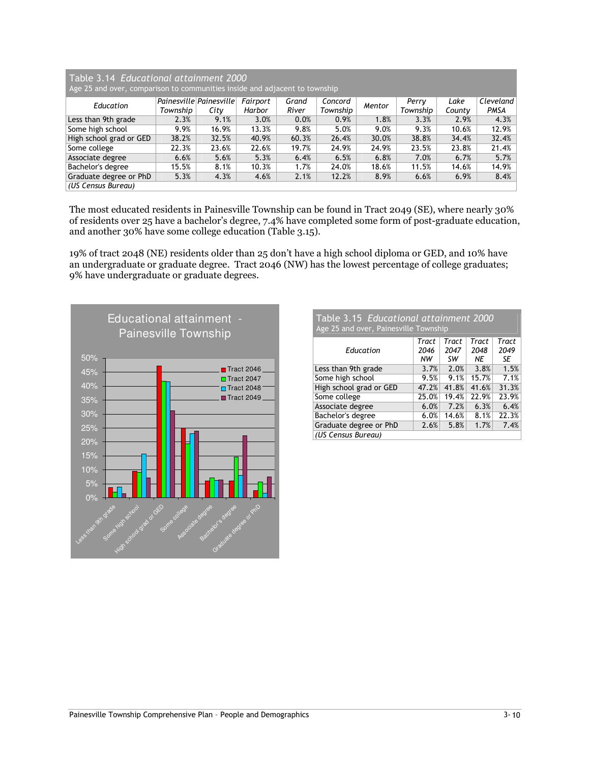**Table 3.14** *Educational attainment 2000*
Age 25 and over, comparison to communities inside and adjacent to township

| Education | Painesville Township | Painesville City | Fairport Harbor | Grand River | Concord Township | Mentor | Perry Township | Lake County | Cleveland PMSA |
|---|---|---|---|---|---|---|---|---|---|
| Less than 9th grade | 2.3% | 9.1% | 3.0% | 0.0% | 0.9% | 1.8% | 3.3% | 2.9% | 4.3% |
| Some high school | 9.9% | 16.9% | 13.3% | 9.8% | 5.0% | 9.0% | 9.3% | 10.6% | 12.9% |
| High school grad or GED | 38.2% | 32.5% | 40.9% | 60.3% | 26.4% | 30.0% | 38.8% | 34.4% | 32.4% |
| Some college | 22.3% | 23.6% | 22.6% | 19.7% | 24.9% | 24.9% | 23.5% | 23.8% | 21.4% |
| Associate degree | 6.6% | 5.6% | 5.3% | 6.4% | 6.5% | 6.8% | 7.0% | 6.7% | 5.7% |
| Bachelor's degree | 15.5% | 8.1% | 10.3% | 1.7% | 24.0% | 18.6% | 11.5% | 14.6% | 14.9% |
| Graduate degree or PhD | 5.3% | 4.3% | 4.6% | 2.1% | 12.2% | 8.9% | 6.6% | 6.9% | 8.4% |

*(US Census Bureau)*

The most educated residents in Painesville Township can be found in Tract 2049 (SE), where nearly 30% of residents over 25 have a bachelor's degree, 7.4% have completed some form of post-graduate education, and another 30% have some college education (Table 3.15).

19% of tract 2048 (NE) residents older than 25 don't have a high school diploma or GED, and 10% have an undergraduate or graduate degree. Tract 2046 (NW) has the lowest percentage of college graduates; 9% have undergraduate or graduate degrees.

**Educational attainment - Painesville Township**

**Table 3.15** *Educational attainment 2000*
Age 25 and over, Painesville Township

| Education | Tract 2046 NW | Tract 2047 SW | Tract 2048 NE | Tract 2049 SE |
|---|---|---|---|---|
| Less than 9th grade | 3.7% | 2.0% | 3.8% | 1.5% |
| Some high school | 9.5% | 9.1% | 15.7% | 7.1% |
| High school grad or GED | 47.2% | 41.8% | 41.6% | 31.3% |
| Some college | 25.0% | 19.4% | 22.9% | 23.9% |
| Associate degree | 6.0% | 7.2% | 6.3% | 6.4% |
| Bachelor's degree | 6.0% | 14.6% | 8.1% | 22.3% |
| Graduate degree or PhD | 2.6% | 5.8% | 1.7% | 7.4% |

*(US Census Bureau)*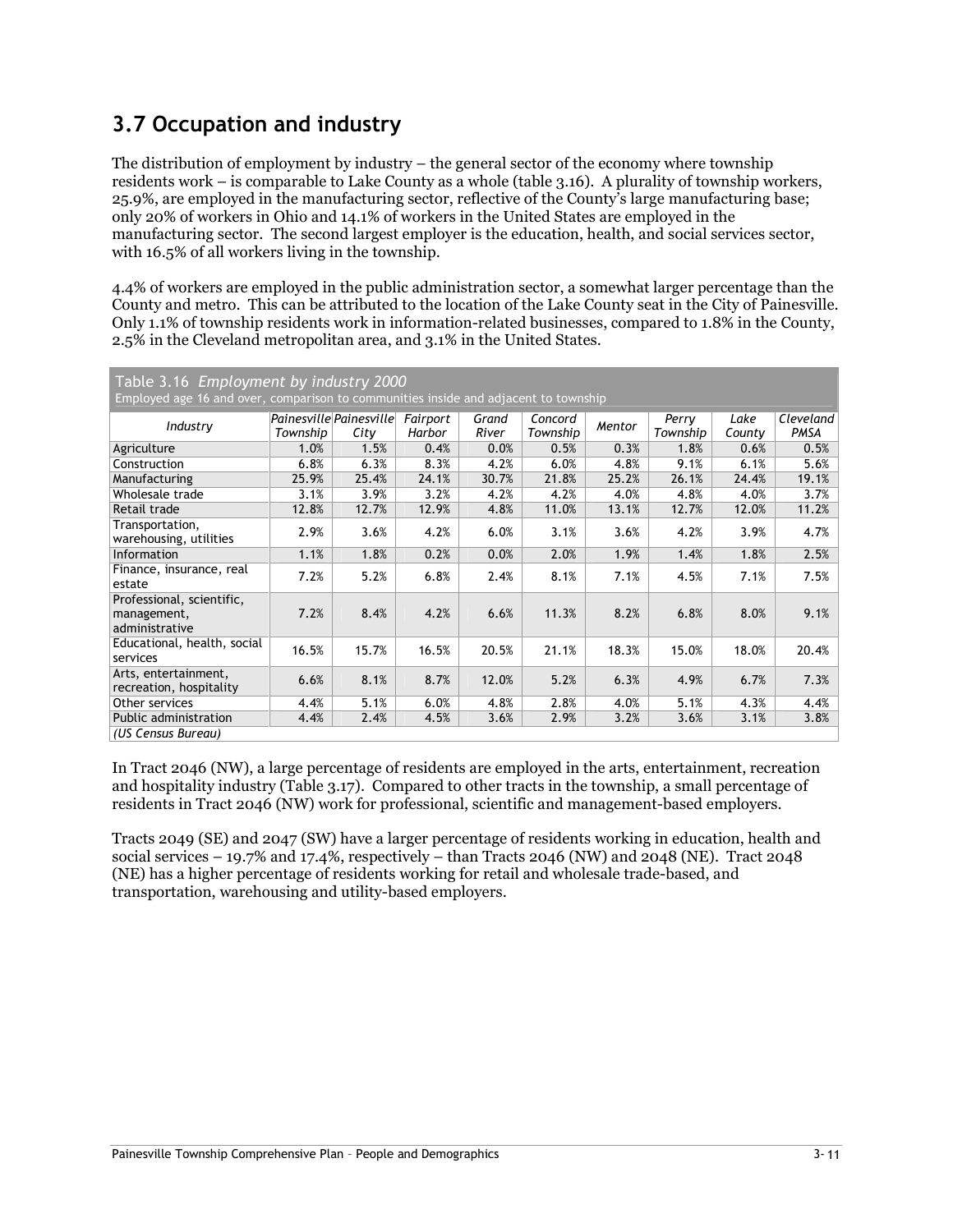## 3.7 Occupation and industry

The distribution of employment by industry – the general sector of the economy where township residents work – is comparable to Lake County as a whole (table 3.16). A plurality of township workers, 25.9%, are employed in the manufacturing sector, reflective of the County's large manufacturing base; only 20% of workers in Ohio and 14.1% of workers in the United States are employed in the manufacturing sector. The second largest employer is the education, health, and social services sector, with 16.5% of all workers living in the township.

4.4% of workers are employed in the public administration sector, a somewhat larger percentage than the County and metro. This can be attributed to the location of the Lake County seat in the City of Painesville. Only 1.1% of township residents work in information-related businesses, compared to 1.8% in the County, 2.5% in the Cleveland metropolitan area, and 3.1% in the United States.

**Table 3.16** *Employment by industry 2000*
Employed age 16 and over, comparison to communities inside and adjacent to township

| *Industry* | *Painesville Township* | *Painesville City* | *Fairport Harbor* | *Grand River* | *Concord Township* | *Mentor* | *Perry Township* | *Lake County* | *Cleveland PMSA* |
|---|---|---|---|---|---|---|---|---|---|
| Agriculture | 1.0% | 1.5% | 0.4% | 0.0% | 0.5% | 0.3% | 1.8% | 0.6% | 0.5% |
| Construction | 6.8% | 6.3% | 8.3% | 4.2% | 6.0% | 4.8% | 9.1% | 6.1% | 5.6% |
| Manufacturing | 25.9% | 25.4% | 24.1% | 30.7% | 21.8% | 25.2% | 26.1% | 24.4% | 19.1% |
| Wholesale trade | 3.1% | 3.9% | 3.2% | 4.2% | 4.2% | 4.0% | 4.8% | 4.0% | 3.7% |
| Retail trade | 12.8% | 12.7% | 12.9% | 4.8% | 11.0% | 13.1% | 12.7% | 12.0% | 11.2% |
| Transportation, warehousing, utilities | 2.9% | 3.6% | 4.2% | 6.0% | 3.1% | 3.6% | 4.2% | 3.9% | 4.7% |
| Information | 1.1% | 1.8% | 0.2% | 0.0% | 2.0% | 1.9% | 1.4% | 1.8% | 2.5% |
| Finance, insurance, real estate | 7.2% | 5.2% | 6.8% | 2.4% | 8.1% | 7.1% | 4.5% | 7.1% | 7.5% |
| Professional, scientific, management, administrative | 7.2% | 8.4% | 4.2% | 6.6% | 11.3% | 8.2% | 6.8% | 8.0% | 9.1% |
| Educational, health, social services | 16.5% | 15.7% | 16.5% | 20.5% | 21.1% | 18.3% | 15.0% | 18.0% | 20.4% |
| Arts, entertainment, recreation, hospitality | 6.6% | 8.1% | 8.7% | 12.0% | 5.2% | 6.3% | 4.9% | 6.7% | 7.3% |
| Other services | 4.4% | 5.1% | 6.0% | 4.8% | 2.8% | 4.0% | 5.1% | 4.3% | 4.4% |
| Public administration | 4.4% | 2.4% | 4.5% | 3.6% | 2.9% | 3.2% | 3.6% | 3.1% | 3.8% |

*(US Census Bureau)*

In Tract 2046 (NW), a large percentage of residents are employed in the arts, entertainment, recreation and hospitality industry (Table 3.17). Compared to other tracts in the township, a small percentage of residents in Tract 2046 (NW) work for professional, scientific and management-based employers.

Tracts 2049 (SE) and 2047 (SW) have a larger percentage of residents working in education, health and social services – 19.7% and 17.4%, respectively – than Tracts 2046 (NW) and 2048 (NE). Tract 2048 (NE) has a higher percentage of residents working for retail and wholesale trade-based, and transportation, warehousing and utility-based employers.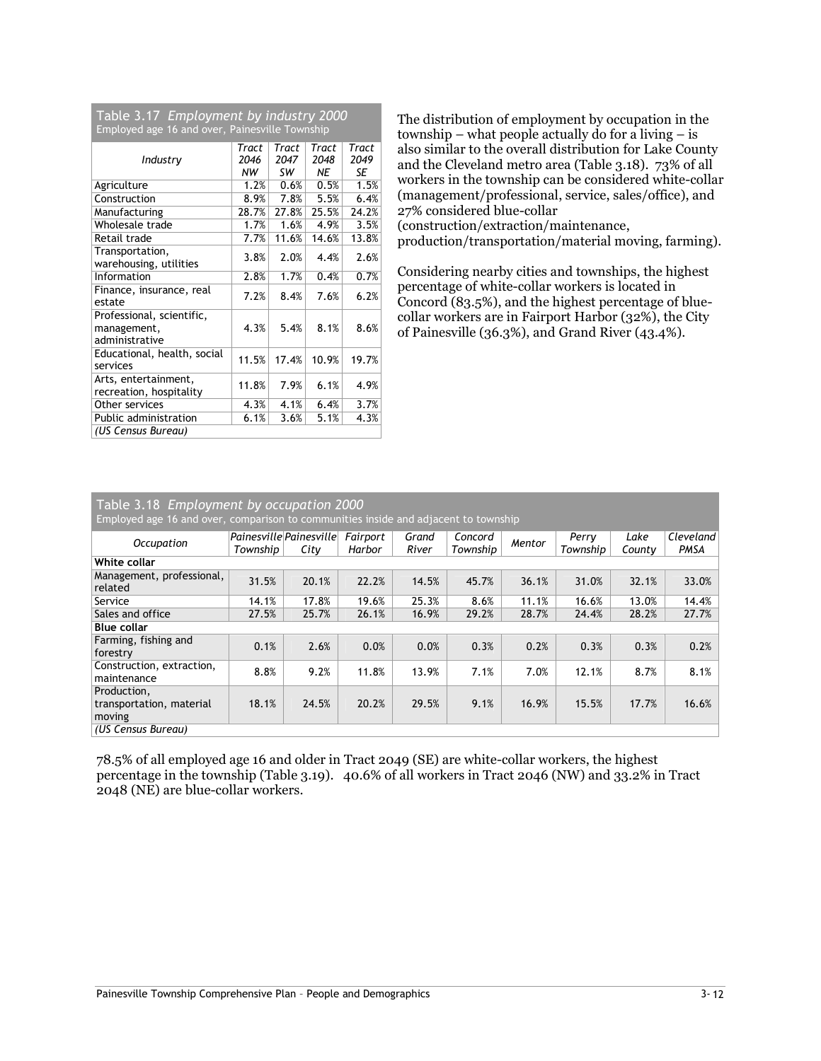Table 3.17 *Employment by industry 2000*
Employed age 16 and over, Painesville Township

| *Industry* | *Tract 2046 NW* | *Tract 2047 SW* | *Tract 2048 NE* | *Tract 2049 SE* |
|---|---|---|---|---|
| Agriculture | 1.2% | 0.6% | 0.5% | 1.5% |
| Construction | 8.9% | 7.8% | 5.5% | 6.4% |
| Manufacturing | 28.7% | 27.8% | 25.5% | 24.2% |
| Wholesale trade | 1.7% | 1.6% | 4.9% | 3.5% |
| Retail trade | 7.7% | 11.6% | 14.6% | 13.8% |
| Transportation, warehousing, utilities | 3.8% | 2.0% | 4.4% | 2.6% |
| Information | 2.8% | 1.7% | 0.4% | 0.7% |
| Finance, insurance, real estate | 7.2% | 8.4% | 7.6% | 6.2% |
| Professional, scientific, management, administrative | 4.3% | 5.4% | 8.1% | 8.6% |
| Educational, health, social services | 11.5% | 17.4% | 10.9% | 19.7% |
| Arts, entertainment, recreation, hospitality | 11.8% | 7.9% | 6.1% | 4.9% |
| Other services | 4.3% | 4.1% | 6.4% | 3.7% |
| Public administration | 6.1% | 3.6% | 5.1% | 4.3% |

*(US Census Bureau)*

The distribution of employment by occupation in the township – what people actually do for a living – is also similar to the overall distribution for Lake County and the Cleveland metro area (Table 3.18). 73% of all workers in the township can be considered white-collar (management/professional, service, sales/office), and 27% considered blue-collar (construction/extraction/maintenance, production/transportation/material moving, farming).

Considering nearby cities and townships, the highest percentage of white-collar workers is located in Concord (83.5%), and the highest percentage of blue-collar workers are in Fairport Harbor (32%), the City of Painesville (36.3%), and Grand River (43.4%).

Table 3.18 *Employment by occupation 2000*
Employed age 16 and over, comparison to communities inside and adjacent to township

| *Occupation* | *Painesville Township* | *Painesville City* | *Fairport Harbor* | *Grand River* | *Concord Township* | *Mentor* | *Perry Township* | *Lake County* | *Cleveland PMSA* |
|---|---|---|---|---|---|---|---|---|---|
| **White collar** | | | | | | | | | |
| Management, professional, related | 31.5% | 20.1% | 22.2% | 14.5% | 45.7% | 36.1% | 31.0% | 32.1% | 33.0% |
| Service | 14.1% | 17.8% | 19.6% | 25.3% | 8.6% | 11.1% | 16.6% | 13.0% | 14.4% |
| Sales and office | 27.5% | 25.7% | 26.1% | 16.9% | 29.2% | 28.7% | 24.4% | 28.2% | 27.7% |
| **Blue collar** | | | | | | | | | |
| Farming, fishing and forestry | 0.1% | 2.6% | 0.0% | 0.0% | 0.3% | 0.2% | 0.3% | 0.3% | 0.2% |
| Construction, extraction, maintenance | 8.8% | 9.2% | 11.8% | 13.9% | 7.1% | 7.0% | 12.1% | 8.7% | 8.1% |
| Production, transportation, material moving | 18.1% | 24.5% | 20.2% | 29.5% | 9.1% | 16.9% | 15.5% | 17.7% | 16.6% |

*(US Census Bureau)*

78.5% of all employed age 16 and older in Tract 2049 (SE) are white-collar workers, the highest percentage in the township (Table 3.19). 40.6% of all workers in Tract 2046 (NW) and 33.2% in Tract 2048 (NE) are blue-collar workers.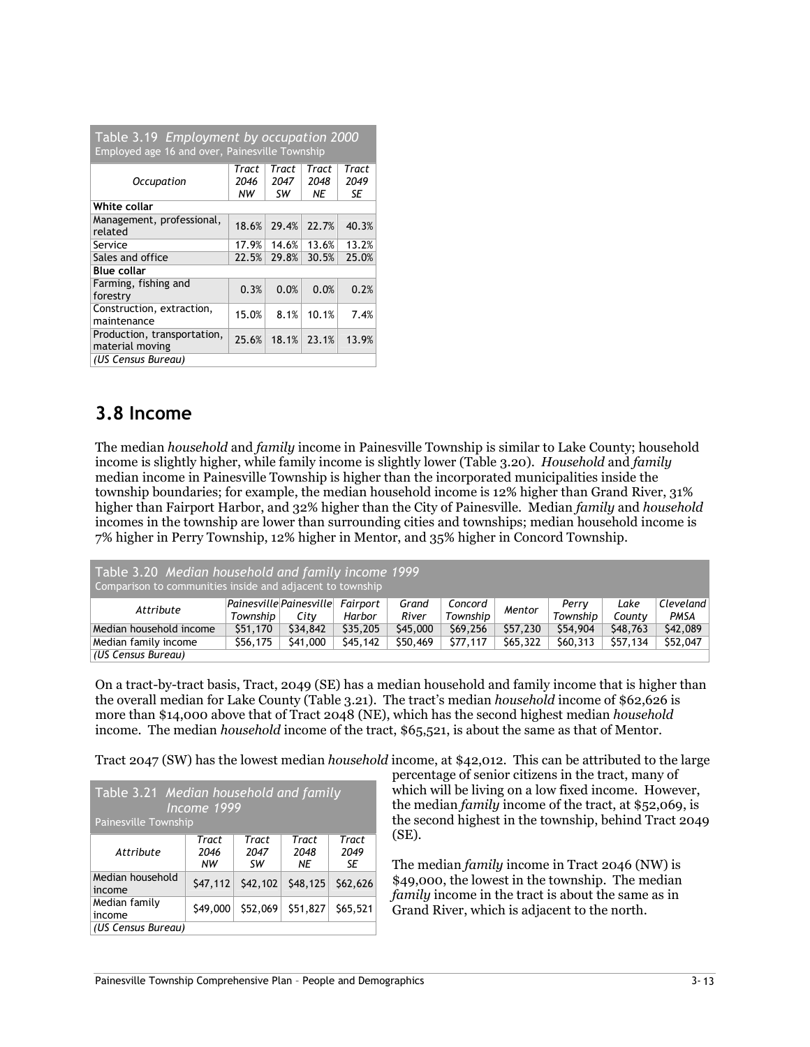Table 3.19 *Employment by occupation 2000*
Employed age 16 and over, Painesville Township

| Occupation | Tract 2046 NW | Tract 2047 SW | Tract 2048 NE | Tract 2049 SE |
|---|---|---|---|---|
| **White collar** | | | | |
| Management, professional, related | 18.6% | 29.4% | 22.7% | 40.3% |
| Service | 17.9% | 14.6% | 13.6% | 13.2% |
| Sales and office | 22.5% | 29.8% | 30.5% | 25.0% |
| **Blue collar** | | | | |
| Farming, fishing and forestry | 0.3% | 0.0% | 0.0% | 0.2% |
| Construction, extraction, maintenance | 15.0% | 8.1% | 10.1% | 7.4% |
| Production, transportation, material moving | 25.6% | 18.1% | 23.1% | 13.9% |
| *(US Census Bureau)* | | | | |

## 3.8 Income

The median *household* and *family* income in Painesville Township is similar to Lake County; household income is slightly higher, while family income is slightly lower (Table 3.20). *Household* and *family* median income in Painesville Township is higher than the incorporated municipalities inside the township boundaries; for example, the median household income is 12% higher than Grand River, 31% higher than Fairport Harbor, and 32% higher than the City of Painesville. Median *family* and *household* incomes in the township are lower than surrounding cities and townships; median household income is 7% higher in Perry Township, 12% higher in Mentor, and 35% higher in Concord Township.

Table 3.20 *Median household and family income 1999*
Comparison to communities inside and adjacent to township

| Attribute | Painesville Township | Painesville City | Fairport Harbor | Grand River | Concord Township | Mentor | Perry Township | Lake County | Cleveland PMSA |
|---|---|---|---|---|---|---|---|---|---|
| Median household income | $51,170 | $34,842 | $35,205 | $45,000 | $69,256 | $57,230 | $54,904 | $48,763 | $42,089 |
| Median family income | $56,175 | $41,000 | $45,142 | $50,469 | $77,117 | $65,322 | $60,313 | $57,134 | $52,047 |
| *(US Census Bureau)* | | | | | | | | | |

On a tract-by-tract basis, Tract, 2049 (SE) has a median household and family income that is higher than the overall median for Lake County (Table 3.21). The tract's median *household* income of $62,626 is more than $14,000 above that of Tract 2048 (NE), which has the second highest median *household* income. The median *household* income of the tract, $65,521, is about the same as that of Mentor.

Tract 2047 (SW) has the lowest median *household* income, at $42,012. This can be attributed to the large percentage of senior citizens in the tract, many of which will be living on a low fixed income. However, the median *family* income of the tract, at $52,069, is the second highest in the township, behind Tract 2049 (SE).

The median *family* income in Tract 2046 (NW) is $49,000, the lowest in the township. The median *family* income in the tract is about the same as in Grand River, which is adjacent to the north.

Table 3.21 *Median household and family Income 1999*
Painesville Township

| Attribute | Tract 2046 NW | Tract 2047 SW | Tract 2048 NE | Tract 2049 SE |
|---|---|---|---|---|
| Median household income | $47,112 | $42,102 | $48,125 | $62,626 |
| Median family income | $49,000 | $52,069 | $51,827 | $65,521 |
| *(US Census Bureau)* | | | | |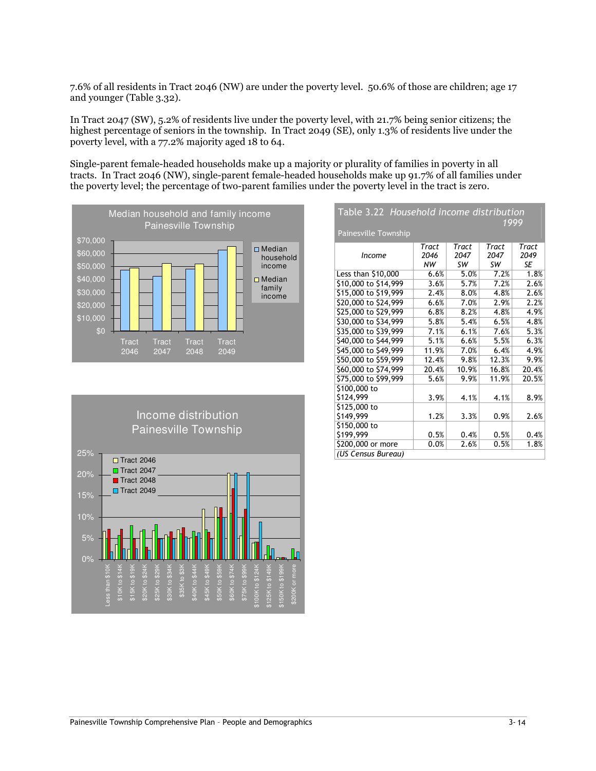7.6% of all residents in Tract 2046 (NW) are under the poverty level. 50.6% of those are children; age 17 and younger (Table 3.32).

In Tract 2047 (SW), 5.2% of residents live under the poverty level, with 21.7% being senior citizens; the highest percentage of seniors in the township. In Tract 2049 (SE), only 1.3% of residents live under the poverty level, with a 77.2% majority aged 18 to 64.

Single-parent female-headed households make up a majority or plurality of families in poverty in all tracts. In Tract 2046 (NW), single-parent female-headed households make up 91.7% of all families under the poverty level; the percentage of two-parent families under the poverty level in the tract is zero.

**Median household and family income Painesville Township**

**Income distribution Painesville Township**

**Table 3.22** *Household income distribution 1999*

Painesville Township

| *Income* | *Tract 2046 NW* | *Tract 2047 SW* | *Tract 2047 SW* | *Tract 2049 SE* |
|---|---|---|---|---|
| Less than $10,000 | 6.6% | 5.0% | 7.2% | 1.8% |
| $10,000 to $14,999 | 3.6% | 5.7% | 7.2% | 2.6% |
| $15,000 to $19,999 | 2.4% | 8.0% | 4.8% | 2.6% |
| $20,000 to $24,999 | 6.6% | 7.0% | 2.9% | 2.2% |
| $25,000 to $29,999 | 6.8% | 8.2% | 4.8% | 4.9% |
| $30,000 to $34,999 | 5.8% | 5.4% | 6.5% | 4.8% |
| $35,000 to $39,999 | 7.1% | 6.1% | 7.6% | 5.3% |
| $40,000 to $44,999 | 5.1% | 6.6% | 5.5% | 6.3% |
| $45,000 to $49,999 | 11.9% | 7.0% | 6.4% | 4.9% |
| $50,000 to $59,999 | 12.4% | 9.8% | 12.3% | 9.9% |
| $60,000 to $74,999 | 20.4% | 10.9% | 16.8% | 20.4% |
| $75,000 to $99,999 | 5.6% | 9.9% | 11.9% | 20.5% |
| $100,000 to $124,999 | 3.9% | 4.1% | 4.1% | 8.9% |
| $125,000 to $149,999 | 1.2% | 3.3% | 0.9% | 2.6% |
| $150,000 to $199,999 | 0.5% | 0.4% | 0.5% | 0.4% |
| $200,000 or more | 0.0% | 2.6% | 0.5% | 1.8% |

*(US Census Bureau)*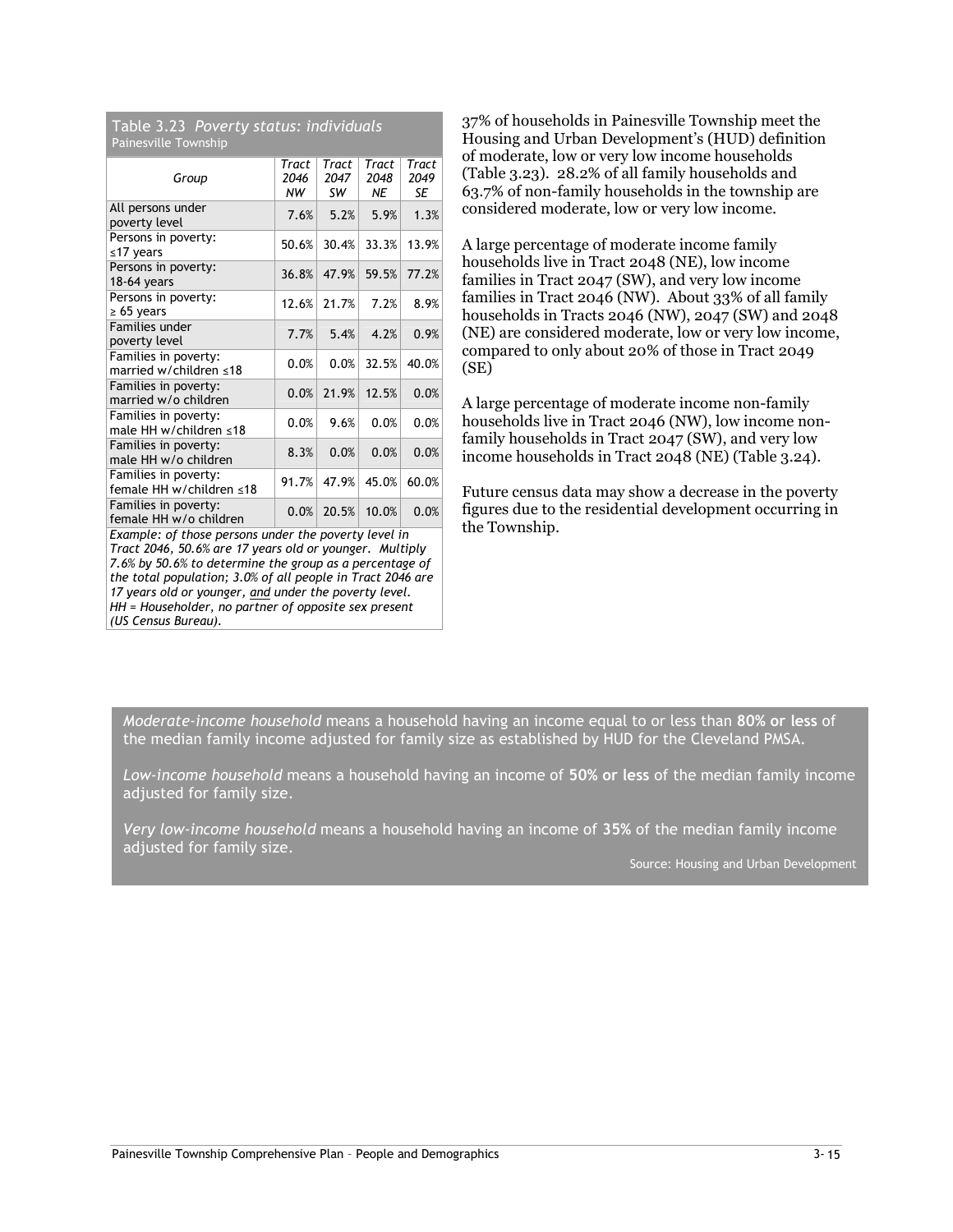**Table 3.23** *Poverty status: individuals*
Painesville Township

| Group | Tract 2046 NW | Tract 2047 SW | Tract 2048 NE | Tract 2049 SE |
|---|---|---|---|---|
| All persons under poverty level | 7.6% | 5.2% | 5.9% | 1.3% |
| Persons in poverty: ≤17 years | 50.6% | 30.4% | 33.3% | 13.9% |
| Persons in poverty: 18-64 years | 36.8% | 47.9% | 59.5% | 77.2% |
| Persons in poverty: ≥ 65 years | 12.6% | 21.7% | 7.2% | 8.9% |
| Families under poverty level | 7.7% | 5.4% | 4.2% | 0.9% |
| Families in poverty: married w/children ≤18 | 0.0% | 0.0% | 32.5% | 40.0% |
| Families in poverty: married w/o children | 0.0% | 21.9% | 12.5% | 0.0% |
| Families in poverty: male HH w/children ≤18 | 0.0% | 9.6% | 0.0% | 0.0% |
| Families in poverty: male HH w/o children | 8.3% | 0.0% | 0.0% | 0.0% |
| Families in poverty: female HH w/children ≤18 | 91.7% | 47.9% | 45.0% | 60.0% |
| Families in poverty: female HH w/o children | 0.0% | 20.5% | 10.0% | 0.0% |

*Example: of those persons under the poverty level in Tract 2046, 50.6% are 17 years old or younger. Multiply 7.6% by 50.6% to determine the group as a percentage of the total population; 3.0% of all people in Tract 2046 are 17 years old or younger, and under the poverty level. HH = Householder, no partner of opposite sex present (US Census Bureau).*

37% of households in Painesville Township meet the Housing and Urban Development's (HUD) definition of moderate, low or very low income households (Table 3.23). 28.2% of all family households and 63.7% of non-family households in the township are considered moderate, low or very low income.

A large percentage of moderate income family households live in Tract 2048 (NE), low income families in Tract 2047 (SW), and very low income families in Tract 2046 (NW). About 33% of all family households in Tracts 2046 (NW), 2047 (SW) and 2048 (NE) are considered moderate, low or very low income, compared to only about 20% of those in Tract 2049 (SE)

A large percentage of moderate income non-family households live in Tract 2046 (NW), low income non-family households in Tract 2047 (SW), and very low income households in Tract 2048 (NE) (Table 3.24).

Future census data may show a decrease in the poverty figures due to the residential development occurring in the Township.

*Moderate-income household* means a household having an income equal to or less than **80% or less** of the median family income adjusted for family size as established by HUD for the Cleveland PMSA.

*Low-income household* means a household having an income of **50% or less** of the median family income adjusted for family size.

*Very low-income household* means a household having an income of **35%** of the median family income adjusted for family size.

Source: Housing and Urban Development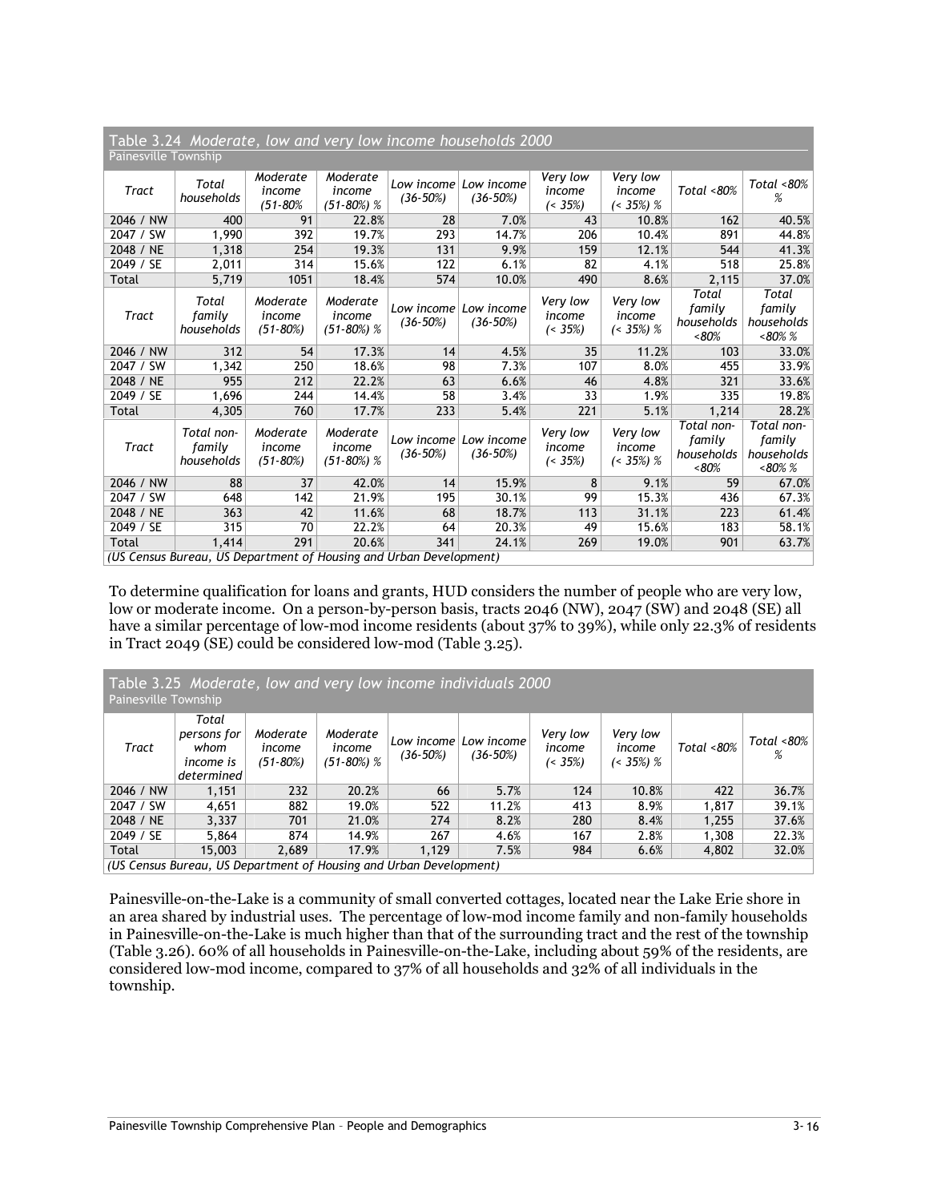Table 3.24 *Moderate, low and very low income households 2000*
Painesville Township

| Tract | Total households | Moderate income (51-80% | Moderate income (51-80%) % | Low income (36-50%) | Low income (36-50%) | Very low income (< 35%) | Very low income (< 35%) % | Total <80% | Total <80% % |
|---|---|---|---|---|---|---|---|---|---|
| 2046 / NW | 400 | 91 | 22.8% | 28 | 7.0% | 43 | 10.8% | 162 | 40.5% |
| 2047 / SW | 1,990 | 392 | 19.7% | 293 | 14.7% | 206 | 10.4% | 891 | 44.8% |
| 2048 / NE | 1,318 | 254 | 19.3% | 131 | 9.9% | 159 | 12.1% | 544 | 41.3% |
| 2049 / SE | 2,011 | 314 | 15.6% | 122 | 6.1% | 82 | 4.1% | 518 | 25.8% |
| Total | 5,719 | 1051 | 18.4% | 574 | 10.0% | 490 | 8.6% | 2,115 | 37.0% |
| Tract | Total family households | Moderate income (51-80%) | Moderate income (51-80%) % | Low income (36-50%) | Low income (36-50%) | Very low income (< 35%) | Very low income (< 35%) % | Total family households <80% | Total family households <80% % |
| 2046 / NW | 312 | 54 | 17.3% | 14 | 4.5% | 35 | 11.2% | 103 | 33.0% |
| 2047 / SW | 1,342 | 250 | 18.6% | 98 | 7.3% | 107 | 8.0% | 455 | 33.9% |
| 2048 / NE | 955 | 212 | 22.2% | 63 | 6.6% | 46 | 4.8% | 321 | 33.6% |
| 2049 / SE | 1,696 | 244 | 14.4% | 58 | 3.4% | 33 | 1.9% | 335 | 19.8% |
| Total | 4,305 | 760 | 17.7% | 233 | 5.4% | 221 | 5.1% | 1,214 | 28.2% |
| Tract | Total non-family households | Moderate income (51-80%) | Moderate income (51-80%) % | Low income (36-50%) | Low income (36-50%) | Very low income (< 35%) | Very low income (< 35%) % | Total non-family households <80% | Total non-family households <80% % |
| 2046 / NW | 88 | 37 | 42.0% | 14 | 15.9% | 8 | 9.1% | 59 | 67.0% |
| 2047 / SW | 648 | 142 | 21.9% | 195 | 30.1% | 99 | 15.3% | 436 | 67.3% |
| 2048 / NE | 363 | 42 | 11.6% | 68 | 18.7% | 113 | 31.1% | 223 | 61.4% |
| 2049 / SE | 315 | 70 | 22.2% | 64 | 20.3% | 49 | 15.6% | 183 | 58.1% |
| Total | 1,414 | 291 | 20.6% | 341 | 24.1% | 269 | 19.0% | 901 | 63.7% |

*(US Census Bureau, US Department of Housing and Urban Development)*

To determine qualification for loans and grants, HUD considers the number of people who are very low, low or moderate income. On a person-by-person basis, tracts 2046 (NW), 2047 (SW) and 2048 (SE) all have a similar percentage of low-mod income residents (about 37% to 39%), while only 22.3% of residents in Tract 2049 (SE) could be considered low-mod (Table 3.25).

Table 3.25 *Moderate, low and very low income individuals 2000*
Painesville Township

| Tract | Total persons for whom income is determined | Moderate income (51-80%) | Moderate income (51-80%) % | Low income (36-50%) | Low income (36-50%) | Very low income (< 35%) | Very low income (< 35%) % | Total <80% | Total <80% % |
|---|---|---|---|---|---|---|---|---|---|
| 2046 / NW | 1,151 | 232 | 20.2% | 66 | 5.7% | 124 | 10.8% | 422 | 36.7% |
| 2047 / SW | 4,651 | 882 | 19.0% | 522 | 11.2% | 413 | 8.9% | 1,817 | 39.1% |
| 2048 / NE | 3,337 | 701 | 21.0% | 274 | 8.2% | 280 | 8.4% | 1,255 | 37.6% |
| 2049 / SE | 5,864 | 874 | 14.9% | 267 | 4.6% | 167 | 2.8% | 1,308 | 22.3% |
| Total | 15,003 | 2,689 | 17.9% | 1,129 | 7.5% | 984 | 6.6% | 4,802 | 32.0% |

*(US Census Bureau, US Department of Housing and Urban Development)*

Painesville-on-the-Lake is a community of small converted cottages, located near the Lake Erie shore in an area shared by industrial uses. The percentage of low-mod income family and non-family households in Painesville-on-the-Lake is much higher than that of the surrounding tract and the rest of the township (Table 3.26). 60% of all households in Painesville-on-the-Lake, including about 59% of the residents, are considered low-mod income, compared to 37% of all households and 32% of all individuals in the township.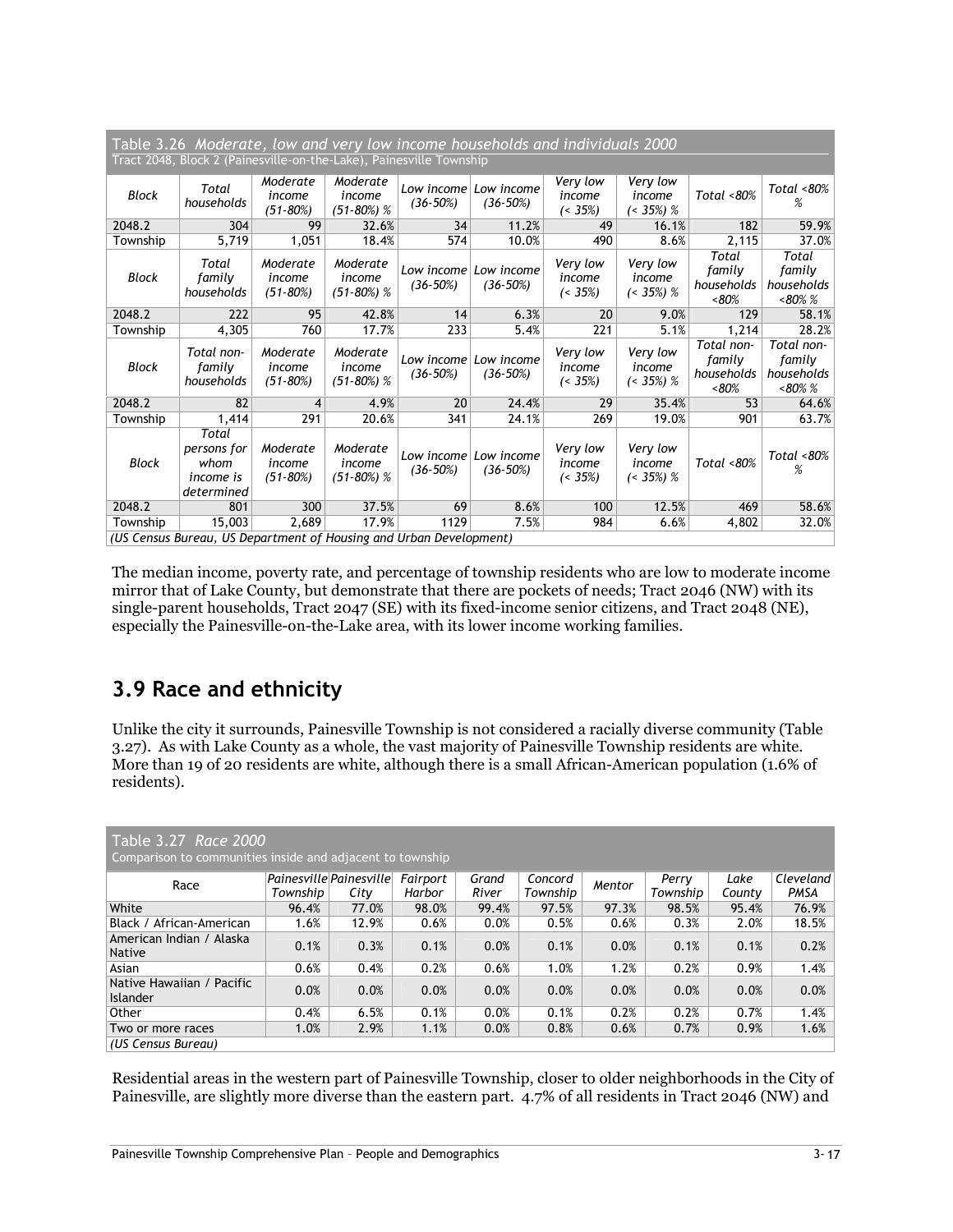Table 3.26 *Moderate, low and very low income households and individuals 2000*

Tract 2048, Block 2 (Painesville-on-the-Lake), Painesville Township

| *Block* | *Total households* | *Moderate income (51-80%)* | *Moderate income (51-80%) %* | *Low income (36-50%)* | *Low income (36-50%)* | *Very low income (< 35%)* | *Very low income (< 35%) %* | *Total <80%* | *Total <80% %* |
|---|---|---|---|---|---|---|---|---|---|
| 2048.2 | 304 | 99 | 32.6% | 34 | 11.2% | 49 | 16.1% | 182 | 59.9% |
| Township | 5,719 | 1,051 | 18.4% | 574 | 10.0% | 490 | 8.6% | 2,115 | 37.0% |
| *Block* | *Total family households* | *Moderate income (51-80%)* | *Moderate income (51-80%) %* | *Low income (36-50%)* | *Low income (36-50%)* | *Very low income (< 35%)* | *Very low income (< 35%) %* | *Total family households <80%* | *Total family households <80% %* |
| 2048.2 | 222 | 95 | 42.8% | 14 | 6.3% | 20 | 9.0% | 129 | 58.1% |
| Township | 4,305 | 760 | 17.7% | 233 | 5.4% | 221 | 5.1% | 1,214 | 28.2% |
| *Block* | *Total non-family households* | *Moderate income (51-80%)* | *Moderate income (51-80%) %* | *Low income (36-50%)* | *Low income (36-50%)* | *Very low income (< 35%)* | *Very low income (< 35%) %* | *Total non-family households <80%* | *Total non-family households <80% %* |
| 2048.2 | 82 | 4 | 4.9% | 20 | 24.4% | 29 | 35.4% | 53 | 64.6% |
| Township | 1,414 | 291 | 20.6% | 341 | 24.1% | 269 | 19.0% | 901 | 63.7% |
| *Block* | *Total persons for whom income is determined* | *Moderate income (51-80%)* | *Moderate income (51-80%) %* | *Low income (36-50%)* | *Low income (36-50%)* | *Very low income (< 35%)* | *Very low income (< 35%) %* | *Total <80%* | *Total <80% %* |
| 2048.2 | 801 | 300 | 37.5% | 69 | 8.6% | 100 | 12.5% | 469 | 58.6% |
| Township | 15,003 | 2,689 | 17.9% | 1129 | 7.5% | 984 | 6.6% | 4,802 | 32.0% |

*(US Census Bureau, US Department of Housing and Urban Development)*

The median income, poverty rate, and percentage of township residents who are low to moderate income mirror that of Lake County, but demonstrate that there are pockets of needs; Tract 2046 (NW) with its single-parent households, Tract 2047 (SE) with its fixed-income senior citizens, and Tract 2048 (NE), especially the Painesville-on-the-Lake area, with its lower income working families.

## 3.9 Race and ethnicity

Unlike the city it surrounds, Painesville Township is not considered a racially diverse community (Table 3.27). As with Lake County as a whole, the vast majority of Painesville Township residents are white. More than 19 of 20 residents are white, although there is a small African-American population (1.6% of residents).

Table 3.27 *Race 2000*

Comparison to communities inside and adjacent to township

| Race | *Painesville Township* | *Painesville City* | *Fairport Harbor* | *Grand River* | *Concord Township* | *Mentor* | *Perry Township* | *Lake County* | *Cleveland PMSA* |
|---|---|---|---|---|---|---|---|---|---|
| White | 96.4% | 77.0% | 98.0% | 99.4% | 97.5% | 97.3% | 98.5% | 95.4% | 76.9% |
| Black / African-American | 1.6% | 12.9% | 0.6% | 0.0% | 0.5% | 0.6% | 0.3% | 2.0% | 18.5% |
| American Indian / Alaska Native | 0.1% | 0.3% | 0.1% | 0.0% | 0.1% | 0.0% | 0.1% | 0.1% | 0.2% |
| Asian | 0.6% | 0.4% | 0.2% | 0.6% | 1.0% | 1.2% | 0.2% | 0.9% | 1.4% |
| Native Hawaiian / Pacific Islander | 0.0% | 0.0% | 0.0% | 0.0% | 0.0% | 0.0% | 0.0% | 0.0% | 0.0% |
| Other | 0.4% | 6.5% | 0.1% | 0.0% | 0.1% | 0.2% | 0.2% | 0.7% | 1.4% |
| Two or more races | 1.0% | 2.9% | 1.1% | 0.0% | 0.8% | 0.6% | 0.7% | 0.9% | 1.6% |

*(US Census Bureau)*

Residential areas in the western part of Painesville Township, closer to older neighborhoods in the City of Painesville, are slightly more diverse than the eastern part. 4.7% of all residents in Tract 2046 (NW) and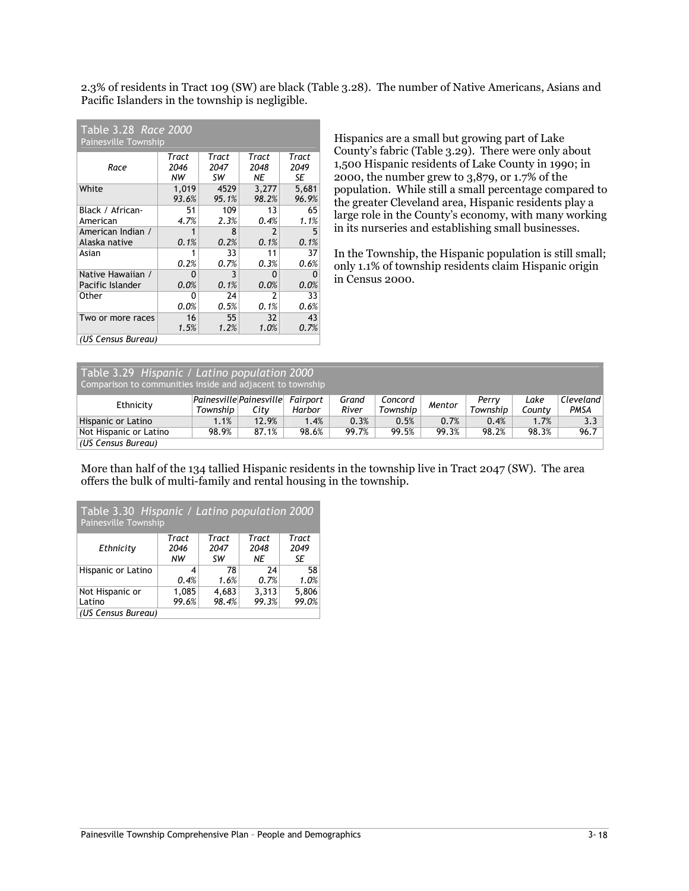2.3% of residents in Tract 109 (SW) are black (Table 3.28). The number of Native Americans, Asians and Pacific Islanders in the township is negligible.

**Table 3.28** *Race 2000*
Painesville Township

| Race | Tract 2046 NW | Tract 2047 SW | Tract 2048 NE | Tract 2049 SE |
|---|---|---|---|---|
| White | 1,019 *93.6%* | 4529 *95.1%* | 3,277 *98.2%* | 5,681 *96.9%* |
| Black / African-American | 51 *4.7%* | 109 *2.3%* | 13 *0.4%* | 65 *1.1%* |
| American Indian / Alaska native | 1 *0.1%* | 8 *0.2%* | 2 *0.1%* | 5 *0.1%* |
| Asian | 1 *0.2%* | 33 *0.7%* | 11 *0.3%* | 37 *0.6%* |
| Native Hawaiian / Pacific Islander | 0 *0.0%* | 3 *0.1%* | 0 *0.0%* | 0 *0.0%* |
| Other | 0 *0.0%* | 24 *0.5%* | 2 *0.1%* | 33 *0.6%* |
| Two or more races | 16 *1.5%* | 55 *1.2%* | 32 *1.0%* | 43 *0.7%* |

*(US Census Bureau)*

Hispanics are a small but growing part of Lake County's fabric (Table 3.29). There were only about 1,500 Hispanic residents of Lake County in 1990; in 2000, the number grew to 3,879, or 1.7% of the population. While still a small percentage compared to the greater Cleveland area, Hispanic residents play a large role in the County's economy, with many working in its nurseries and establishing small businesses.

In the Township, the Hispanic population is still small; only 1.1% of township residents claim Hispanic origin in Census 2000.

**Table 3.29** *Hispanic / Latino population 2000*
Comparison to communities inside and adjacent to township

| Ethnicity | Painesville Township | Painesville City | Fairport Harbor | Grand River | Concord Township | Mentor | Perry Township | Lake County | Cleveland PMSA |
|---|---|---|---|---|---|---|---|---|---|
| Hispanic or Latino | 1.1% | 12.9% | 1.4% | 0.3% | 0.5% | 0.7% | 0.4% | 1.7% | 3.3 |
| Not Hispanic or Latino | 98.9% | 87.1% | 98.6% | 99.7% | 99.5% | 99.3% | 98.2% | 98.3% | 96.7 |

*(US Census Bureau)*

More than half of the 134 tallied Hispanic residents in the township live in Tract 2047 (SW). The area offers the bulk of multi-family and rental housing in the township.

**Table 3.30** *Hispanic / Latino population 2000*
Painesville Township

| Ethnicity | Tract 2046 NW | Tract 2047 SW | Tract 2048 NE | Tract 2049 SE |
|---|---|---|---|---|
| Hispanic or Latino | 4 *0.4%* | 78 *1.6%* | 24 *0.7%* | 58 *1.0%* |
| Not Hispanic or Latino | 1,085 *99.6%* | 4,683 *98.4%* | 3,313 *99.3%* | 5,806 *99.0%* |

*(US Census Bureau)*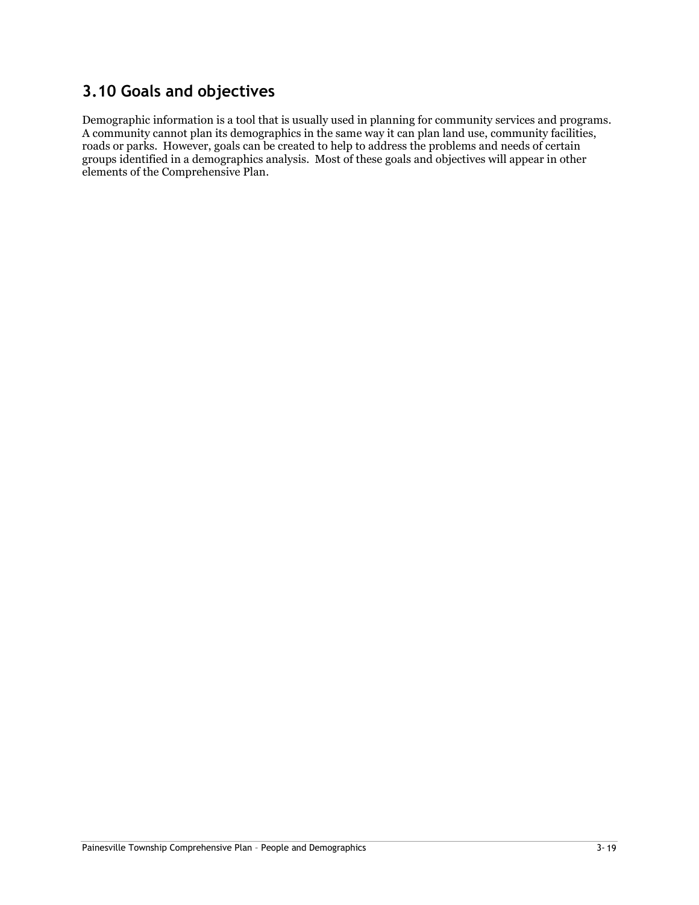## 3.10 Goals and objectives

Demographic information is a tool that is usually used in planning for community services and programs. A community cannot plan its demographics in the same way it can plan land use, community facilities, roads or parks. However, goals can be created to help to address the problems and needs of certain groups identified in a demographics analysis. Most of these goals and objectives will appear in other elements of the Comprehensive Plan.